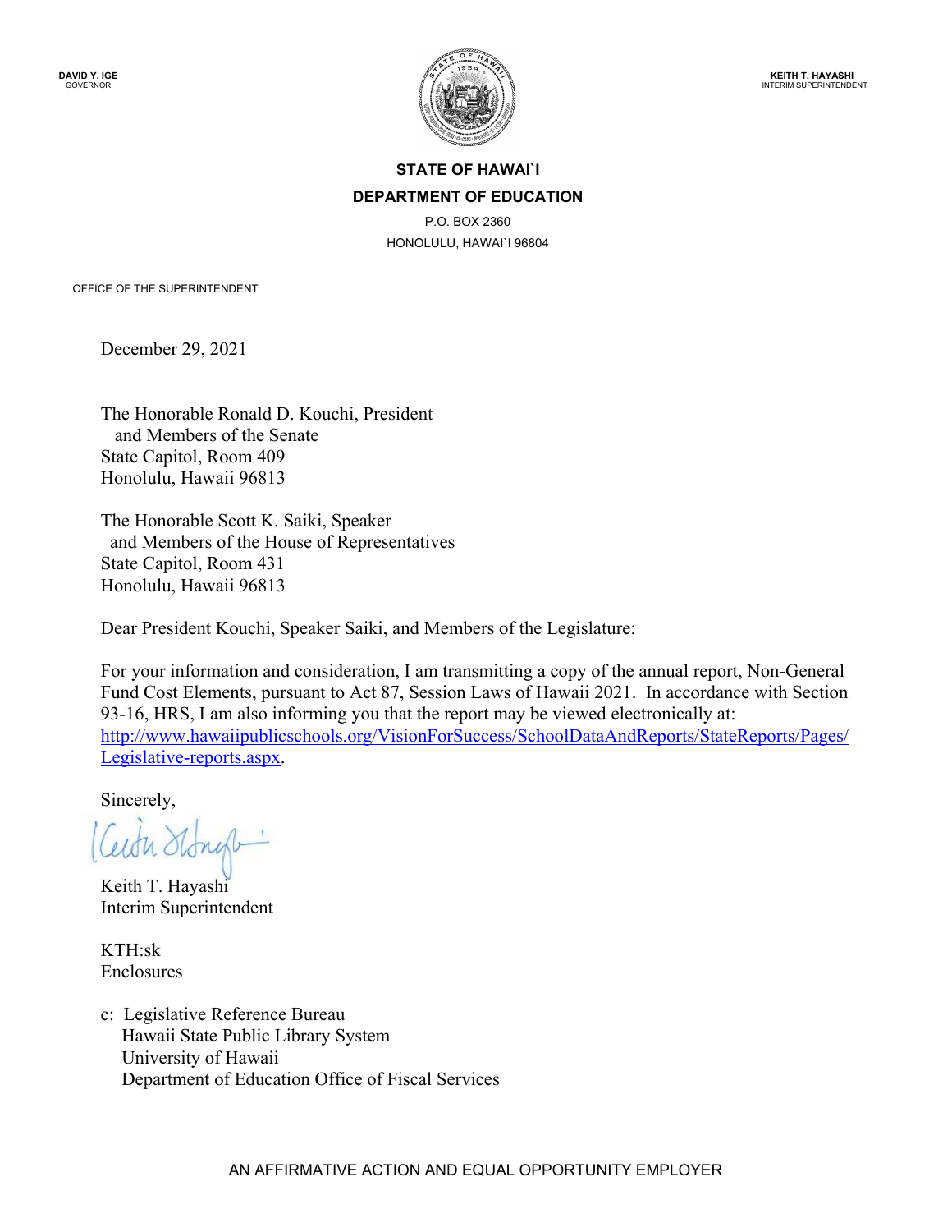**DAVID Y. IGE**
GOVERNOR

**KEITH T. HAYASHI**
INTERIM SUPERINTENDENT

**STATE OF HAWAI`I**
**DEPARTMENT OF EDUCATION**
P.O. BOX 2360
HONOLULU, HAWAI`I 96804

OFFICE OF THE SUPERINTENDENT

December 29, 2021

The Honorable Ronald D. Kouchi, President
and Members of the Senate
State Capitol, Room 409
Honolulu, Hawaii 96813

The Honorable Scott K. Saiki, Speaker
and Members of the House of Representatives
State Capitol, Room 431
Honolulu, Hawaii 96813

Dear President Kouchi, Speaker Saiki, and Members of the Legislature:

For your information and consideration, I am transmitting a copy of the annual report, Non-General Fund Cost Elements, pursuant to Act 87, Session Laws of Hawaii 2021. In accordance with Section 93-16, HRS, I am also informing you that the report may be viewed electronically at: [http://www.hawaiipublicschools.org/VisionForSuccess/SchoolDataAndReports/StateReports/Pages/Legislative-reports.aspx](http://www.hawaiipublicschools.org/VisionForSuccess/SchoolDataAndReports/StateReports/Pages/Legislative-reports.aspx).

Sincerely,

Keith T. Hayashi
Interim Superintendent

KTH:sk
Enclosures

c: Legislative Reference Bureau
Hawaii State Public Library System
University of Hawaii
Department of Education Office of Fiscal Services

AN AFFIRMATIVE ACTION AND EQUAL OPPORTUNITY EMPLOYER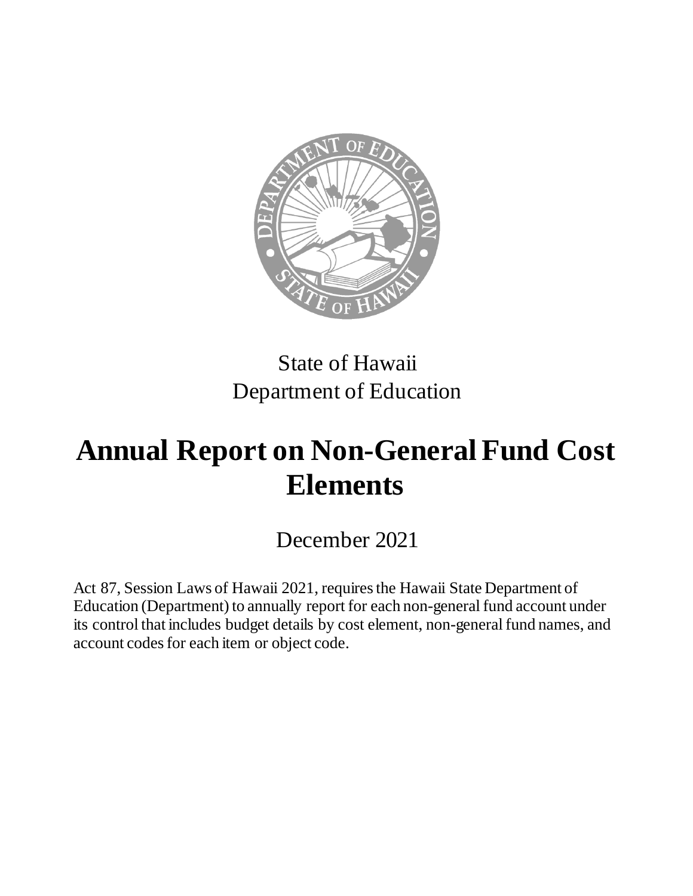State of Hawaii
Department of Education

# Annual Report on Non-General Fund Cost Elements

December 2021

Act 87, Session Laws of Hawaii 2021, requires the Hawaii State Department of Education (Department) to annually report for each non-general fund account under its control that includes budget details by cost element, non-general fund names, and account codes for each item or object code.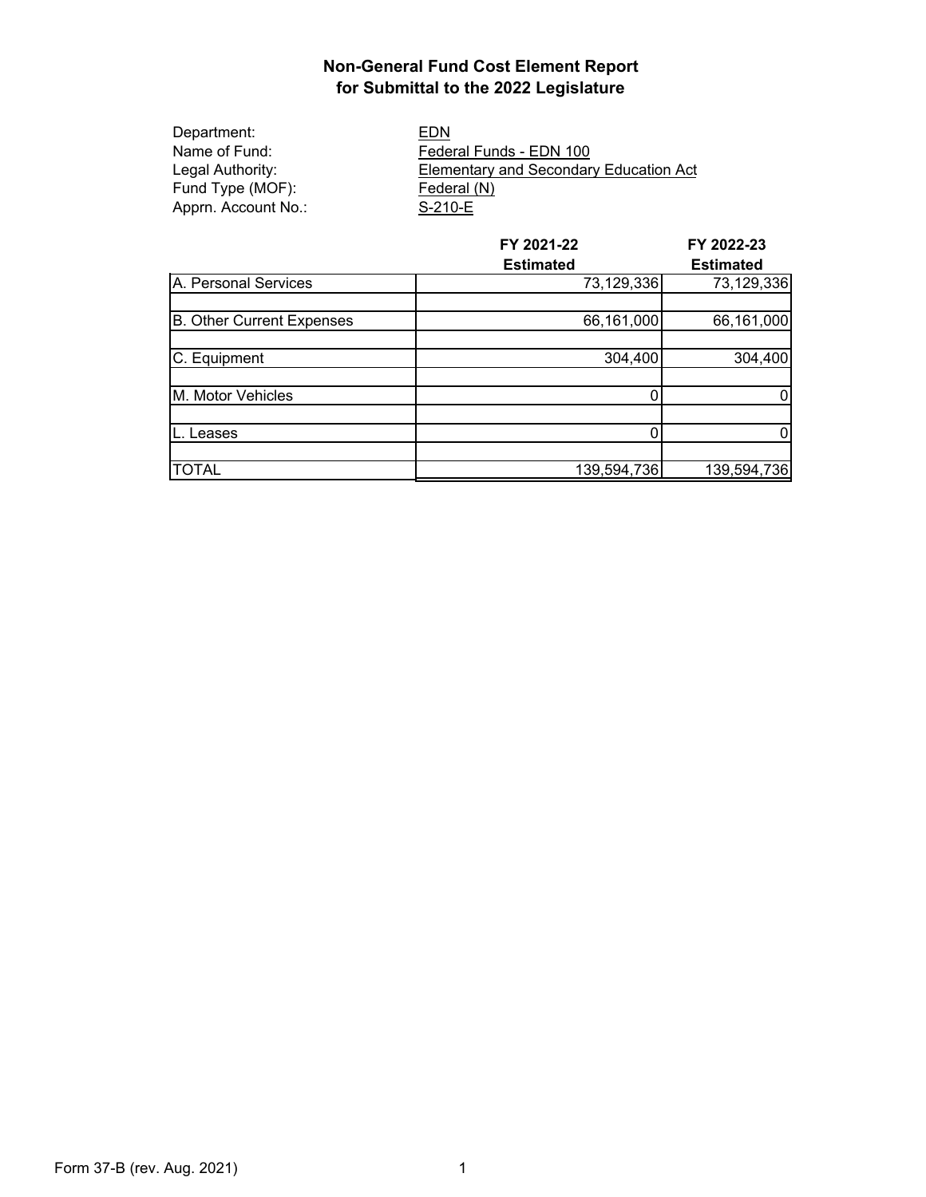# Non-General Fund Cost Element Report
## for Submittal to the 2022 Legislature

Department: EDN
Name of Fund: Federal Funds - EDN 100
Legal Authority: Elementary and Secondary Education Act
Fund Type (MOF): Federal (N)
Apprn. Account No.: S-210-E

| | FY 2021-22 Estimated | FY 2022-23 Estimated |
|---|---|---|
| A. Personal Services | 73,129,336 | 73,129,336 |
| B. Other Current Expenses | 66,161,000 | 66,161,000 |
| C. Equipment | 304,400 | 304,400 |
| M. Motor Vehicles | 0 | 0 |
| L. Leases | 0 | 0 |
| TOTAL | 139,594,736 | 139,594,736 |

Form 37-B (rev. Aug. 2021)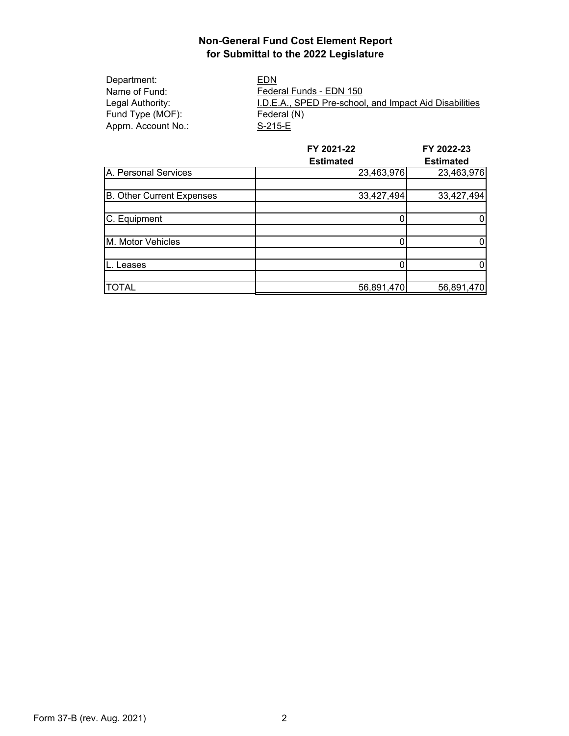# Non-General Fund Cost Element Report
## for Submittal to the 2022 Legislature

Department: EDN
Name of Fund: Federal Funds - EDN 150
Legal Authority: I.D.E.A., SPED Pre-school, and Impact Aid Disabilities
Fund Type (MOF): Federal (N)
Apprn. Account No.: S-215-E

| | FY 2021-22 Estimated | FY 2022-23 Estimated |
|---|---|---|
| A. Personal Services | 23,463,976 | 23,463,976 |
| | | |
| B. Other Current Expenses | 33,427,494 | 33,427,494 |
| | | |
| C. Equipment | 0 | 0 |
| | | |
| M. Motor Vehicles | 0 | 0 |
| | | |
| L. Leases | 0 | 0 |
| | | |
| TOTAL | 56,891,470 | 56,891,470 |

Form 37-B (rev. Aug. 2021)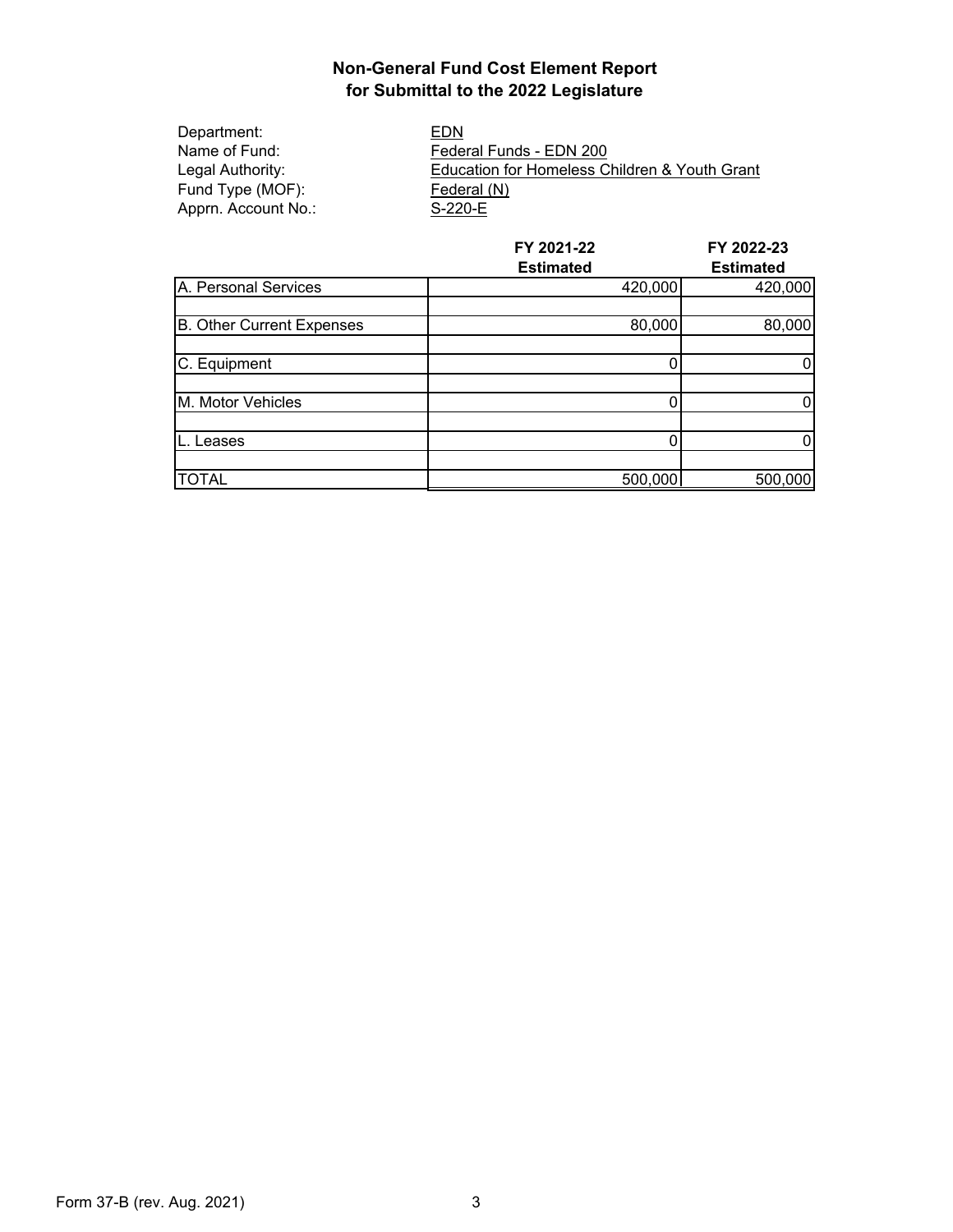# Non-General Fund Cost Element Report for Submittal to the 2022 Legislature

Department: EDN
Name of Fund: Federal Funds - EDN 200
Legal Authority: Education for Homeless Children & Youth Grant
Fund Type (MOF): Federal (N)
Apprn. Account No.: S-220-E

| | FY 2021-22 Estimated | FY 2022-23 Estimated |
|---|---|---|
| A. Personal Services | 420,000 | 420,000 |
| B. Other Current Expenses | 80,000 | 80,000 |
| C. Equipment | 0 | 0 |
| M. Motor Vehicles | 0 | 0 |
| L. Leases | 0 | 0 |
| TOTAL | 500,000 | 500,000 |

Form 37-B (rev. Aug. 2021)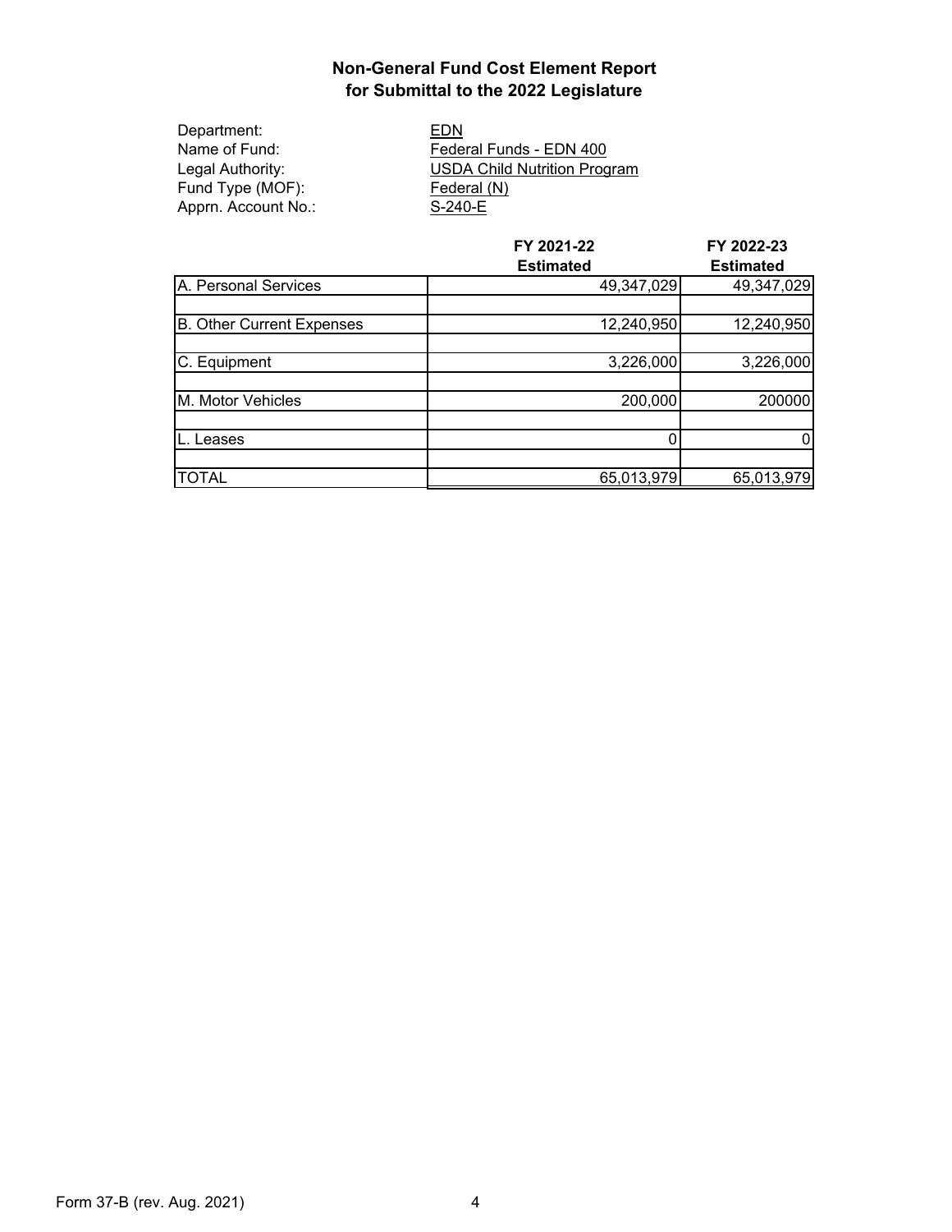# Non-General Fund Cost Element Report
## for Submittal to the 2022 Legislature

Department: EDN
Name of Fund: Federal Funds - EDN 400
Legal Authority: USDA Child Nutrition Program
Fund Type (MOF): Federal (N)
Apprn. Account No.: S-240-E

| | FY 2021-22 Estimated | FY 2022-23 Estimated |
|---|---|---|
| A. Personal Services | 49,347,029 | 49,347,029 |
| B. Other Current Expenses | 12,240,950 | 12,240,950 |
| C. Equipment | 3,226,000 | 3,226,000 |
| M. Motor Vehicles | 200,000 | 200000 |
| L. Leases | 0 | 0 |
| TOTAL | 65,013,979 | 65,013,979 |

Form 37-B (rev. Aug. 2021)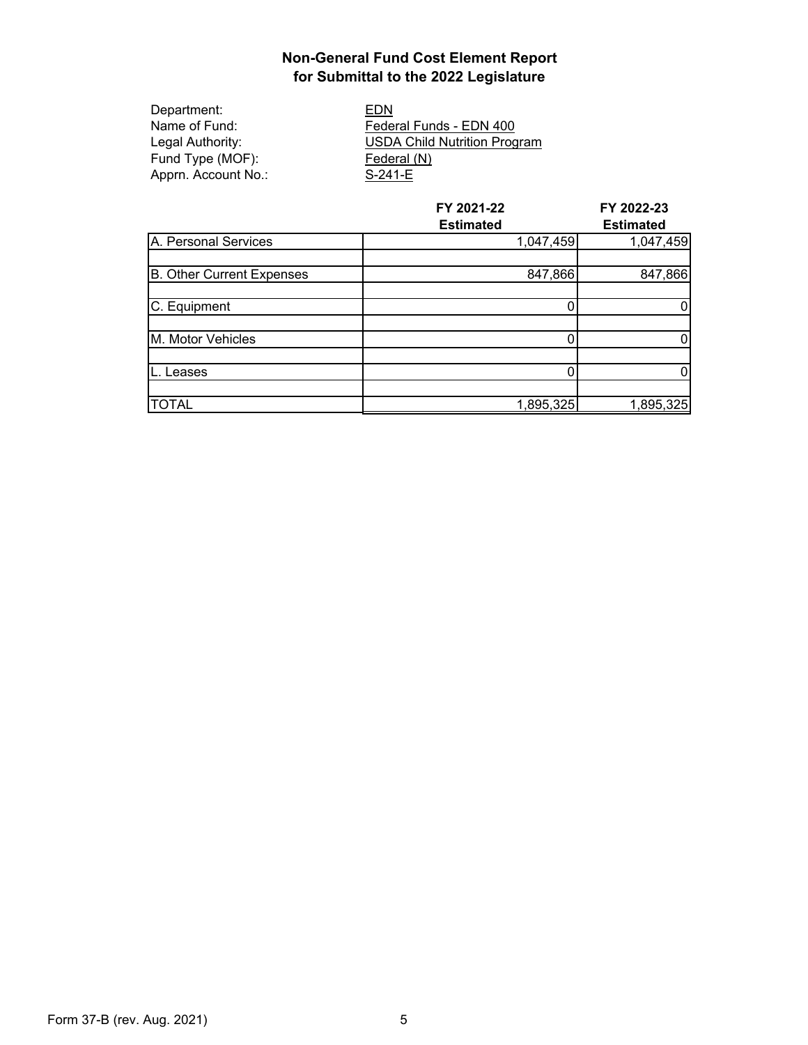## Non-General Fund Cost Element Report
## for Submittal to the 2022 Legislature

Department: EDN
Name of Fund: Federal Funds - EDN 400
Legal Authority: USDA Child Nutrition Program
Fund Type (MOF): Federal (N)
Apprn. Account No.: S-241-E

| | FY 2021-22 Estimated | FY 2022-23 Estimated |
|---|---|---|
| A. Personal Services | 1,047,459 | 1,047,459 |
| | | |
| B. Other Current Expenses | 847,866 | 847,866 |
| | | |
| C. Equipment | 0 | 0 |
| | | |
| M. Motor Vehicles | 0 | 0 |
| | | |
| L. Leases | 0 | 0 |
| | | |
| TOTAL | 1,895,325 | 1,895,325 |

Form 37-B (rev. Aug. 2021)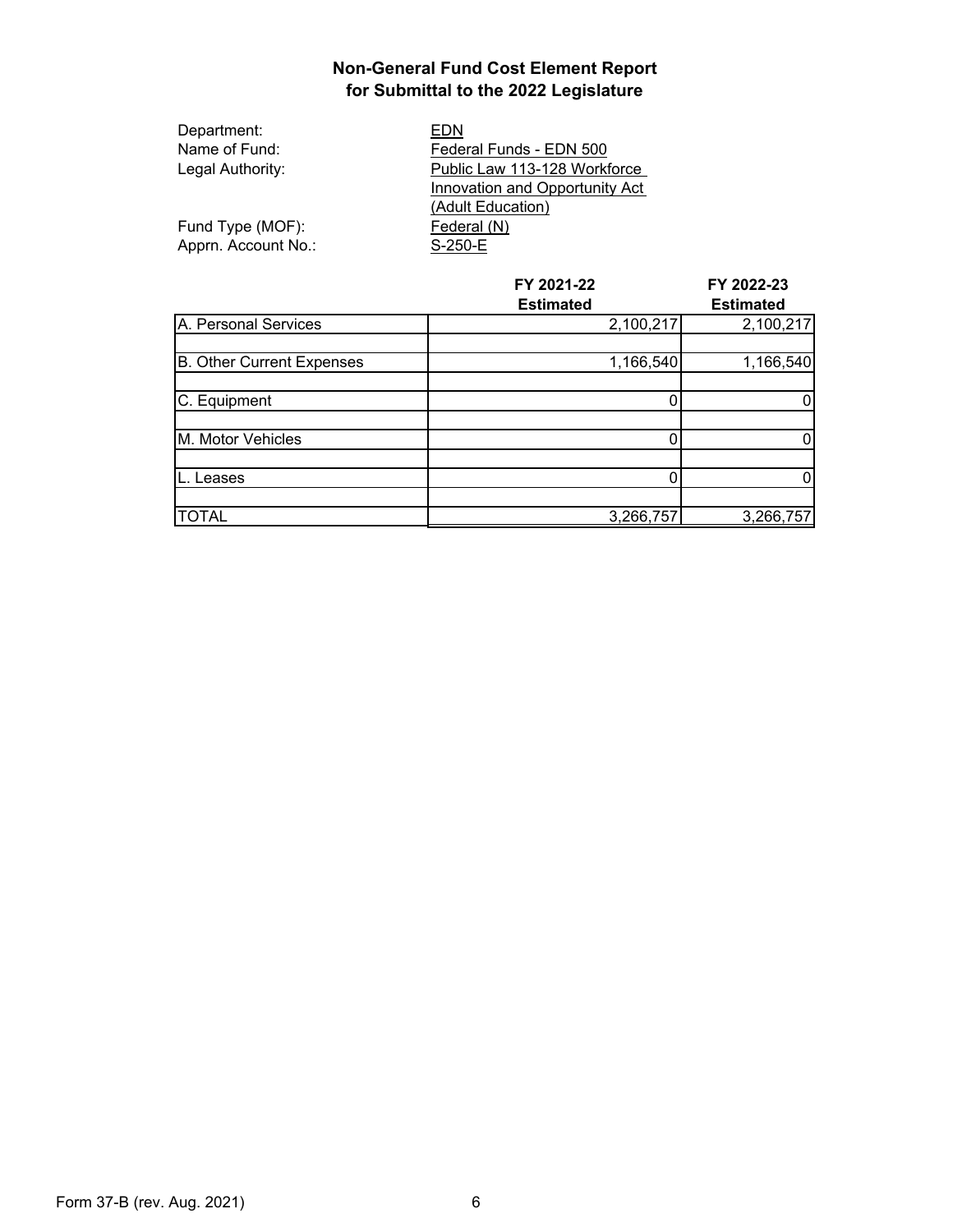## Non-General Fund Cost Element Report
## for Submittal to the 2022 Legislature

Department: EDN
Name of Fund: Federal Funds - EDN 500
Legal Authority: Public Law 113-128 Workforce Innovation and Opportunity Act (Adult Education)
Fund Type (MOF): Federal (N)
Apprn. Account No.: S-250-E

| | FY 2021-22 Estimated | FY 2022-23 Estimated |
|---|---|---|
| A. Personal Services | 2,100,217 | 2,100,217 |
| B. Other Current Expenses | 1,166,540 | 1,166,540 |
| C. Equipment | 0 | 0 |
| M. Motor Vehicles | 0 | 0 |
| L. Leases | 0 | 0 |
| TOTAL | 3,266,757 | 3,266,757 |

Form 37-B (rev. Aug. 2021)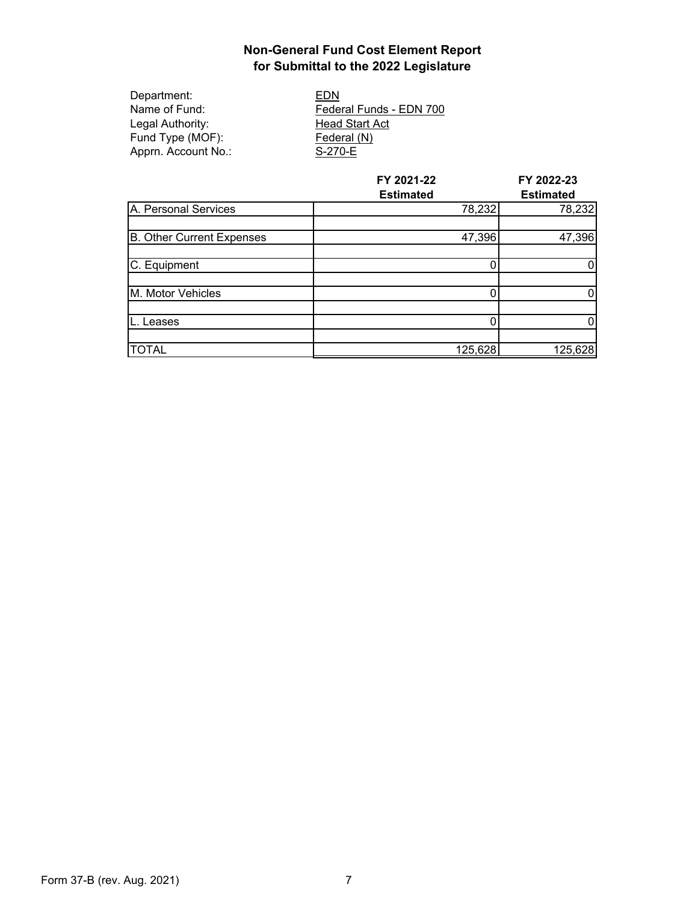## Non-General Fund Cost Element Report for Submittal to the 2022 Legislature

Department: EDN
Name of Fund: Federal Funds - EDN 700
Legal Authority: Head Start Act
Fund Type (MOF): Federal (N)
Apprn. Account No.: S-270-E

| | FY 2021-22 Estimated | FY 2022-23 Estimated |
|---|---|---|
| A. Personal Services | 78,232 | 78,232 |
| B. Other Current Expenses | 47,396 | 47,396 |
| C. Equipment | 0 | 0 |
| M. Motor Vehicles | 0 | 0 |
| L. Leases | 0 | 0 |
| TOTAL | 125,628 | 125,628 |

Form 37-B (rev. Aug. 2021)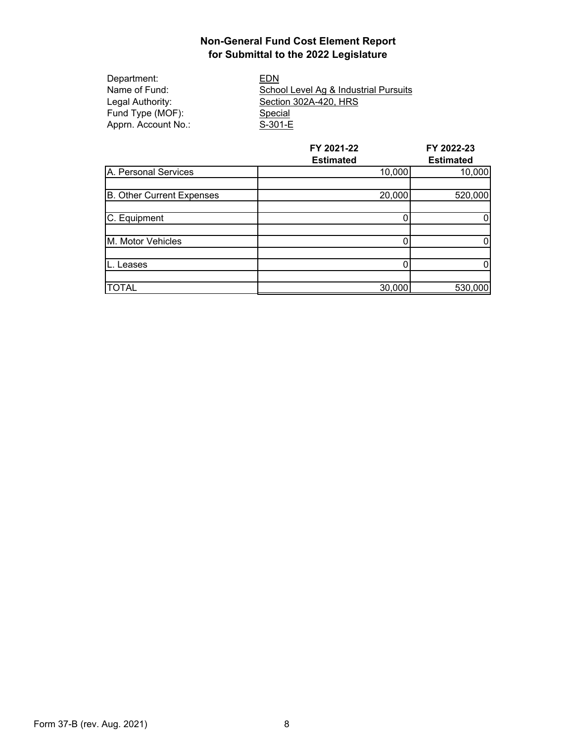## Non-General Fund Cost Element Report
## for Submittal to the 2022 Legislature

Department: EDN
Name of Fund: School Level Ag & Industrial Pursuits
Legal Authority: Section 302A-420, HRS
Fund Type (MOF): Special
Apprn. Account No.: S-301-E

| | FY 2021-22 Estimated | FY 2022-23 Estimated |
|---|---|---|
| A. Personal Services | 10,000 | 10,000 |
| B. Other Current Expenses | 20,000 | 520,000 |
| C. Equipment | 0 | 0 |
| M. Motor Vehicles | 0 | 0 |
| L. Leases | 0 | 0 |
| TOTAL | 30,000 | 530,000 |

Form 37-B (rev. Aug. 2021)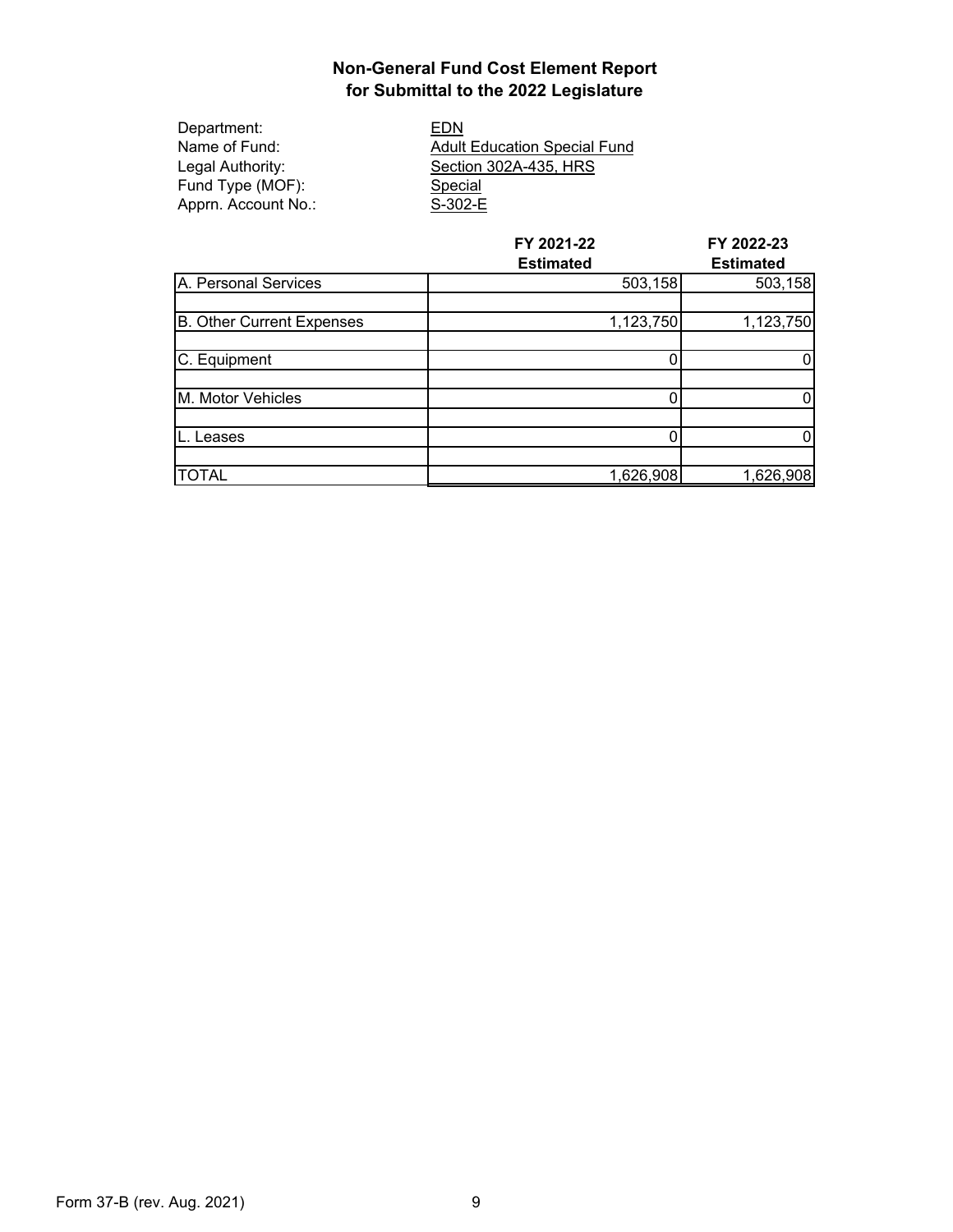## Non-General Fund Cost Element Report for Submittal to the 2022 Legislature

Department: EDN
Name of Fund: Adult Education Special Fund
Legal Authority: Section 302A-435, HRS
Fund Type (MOF): Special
Apprn. Account No.: S-302-E

| | FY 2021-22 Estimated | FY 2022-23 Estimated |
|---|---|---|
| A. Personal Services | 503,158 | 503,158 |
| B. Other Current Expenses | 1,123,750 | 1,123,750 |
| C. Equipment | 0 | 0 |
| M. Motor Vehicles | 0 | 0 |
| L. Leases | 0 | 0 |
| TOTAL | 1,626,908 | 1,626,908 |

Form 37-B (rev. Aug. 2021)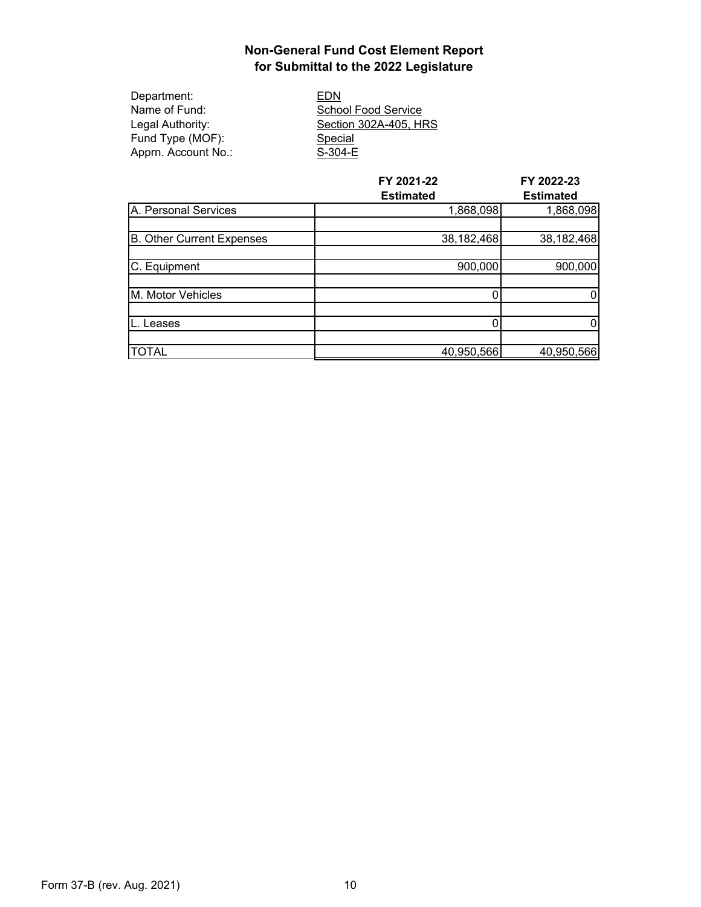## Non-General Fund Cost Element Report for Submittal to the 2022 Legislature

Department: EDN
Name of Fund: School Food Service
Legal Authority: Section 302A-405, HRS
Fund Type (MOF): Special
Apprn. Account No.: S-304-E

| | FY 2021-22 Estimated | FY 2022-23 Estimated |
|---|---|---|
| A. Personal Services | 1,868,098 | 1,868,098 |
| B. Other Current Expenses | 38,182,468 | 38,182,468 |
| C. Equipment | 900,000 | 900,000 |
| M. Motor Vehicles | 0 | 0 |
| L. Leases | 0 | 0 |
| TOTAL | 40,950,566 | 40,950,566 |

Form 37-B (rev. Aug. 2021)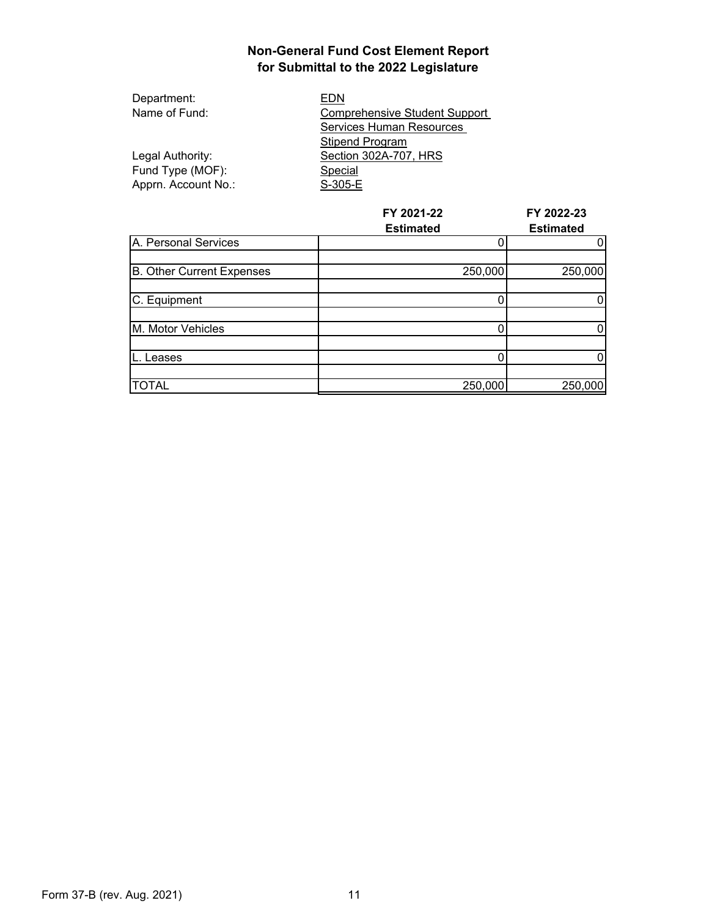# Non-General Fund Cost Element Report
# for Submittal to the 2022 Legislature

Department: EDN
Name of Fund: Comprehensive Student Support Services Human Resources Stipend Program
Legal Authority: Section 302A-707, HRS
Fund Type (MOF): Special
Apprn. Account No.: S-305-E

| | FY 2021-22 Estimated | FY 2022-23 Estimated |
|---|---|---|
| A. Personal Services | 0 | 0 |
| B. Other Current Expenses | 250,000 | 250,000 |
| C. Equipment | 0 | 0 |
| M. Motor Vehicles | 0 | 0 |
| L. Leases | 0 | 0 |
| TOTAL | 250,000 | 250,000 |

Form 37-B (rev. Aug. 2021)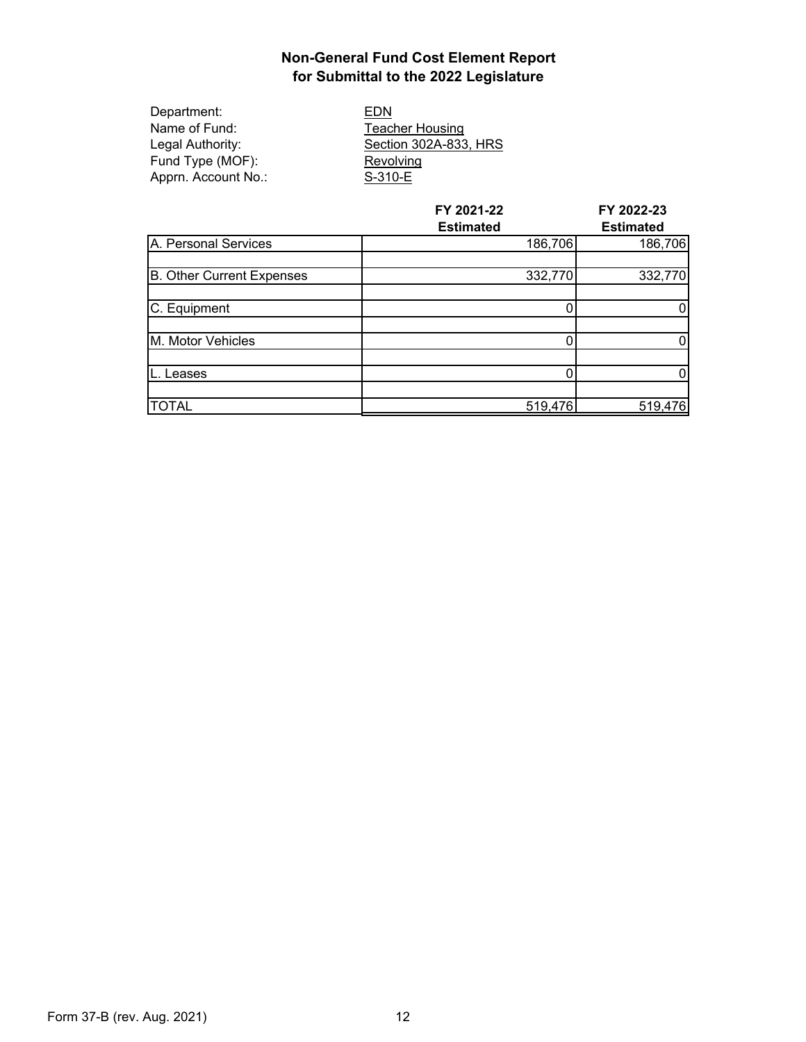# Non-General Fund Cost Element Report
## for Submittal to the 2022 Legislature

Department: EDN
Name of Fund: Teacher Housing
Legal Authority: Section 302A-833, HRS
Fund Type (MOF): Revolving
Apprn. Account No.: S-310-E

| | FY 2021-22 Estimated | FY 2022-23 Estimated |
|---|---|---|
| A. Personal Services | 186,706 | 186,706 |
| B. Other Current Expenses | 332,770 | 332,770 |
| C. Equipment | 0 | 0 |
| M. Motor Vehicles | 0 | 0 |
| L. Leases | 0 | 0 |
| TOTAL | 519,476 | 519,476 |

Form 37-B (rev. Aug. 2021)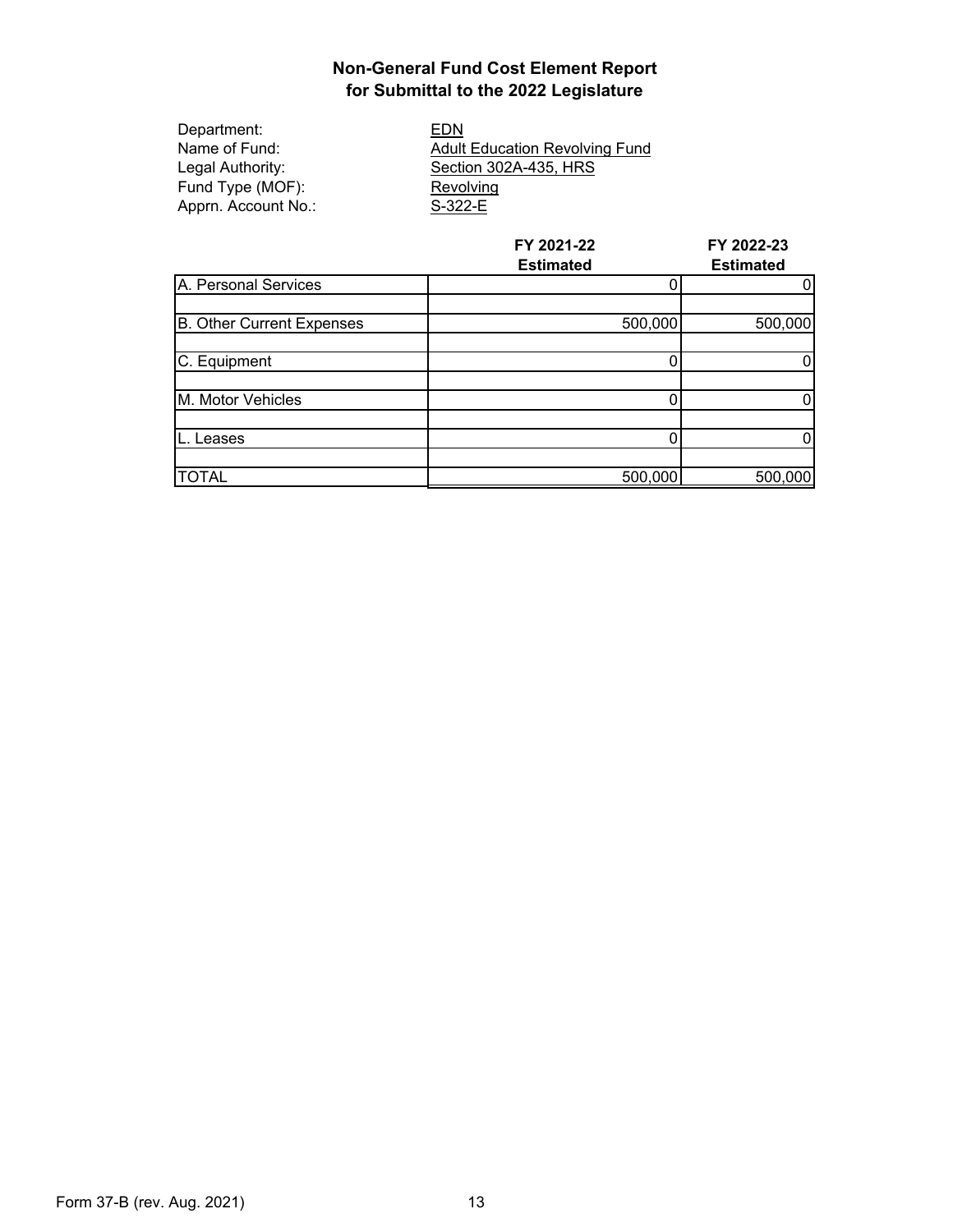# Non-General Fund Cost Element Report for Submittal to the 2022 Legislature

Department: EDN
Name of Fund: Adult Education Revolving Fund
Legal Authority: Section 302A-435, HRS
Fund Type (MOF): Revolving
Apprn. Account No.: S-322-E

| | FY 2021-22 Estimated | FY 2022-23 Estimated |
|---|---|---|
| A. Personal Services | 0 | 0 |
| B. Other Current Expenses | 500,000 | 500,000 |
| C. Equipment | 0 | 0 |
| M. Motor Vehicles | 0 | 0 |
| L. Leases | 0 | 0 |
| TOTAL | 500,000 | 500,000 |

Form 37-B (rev. Aug. 2021)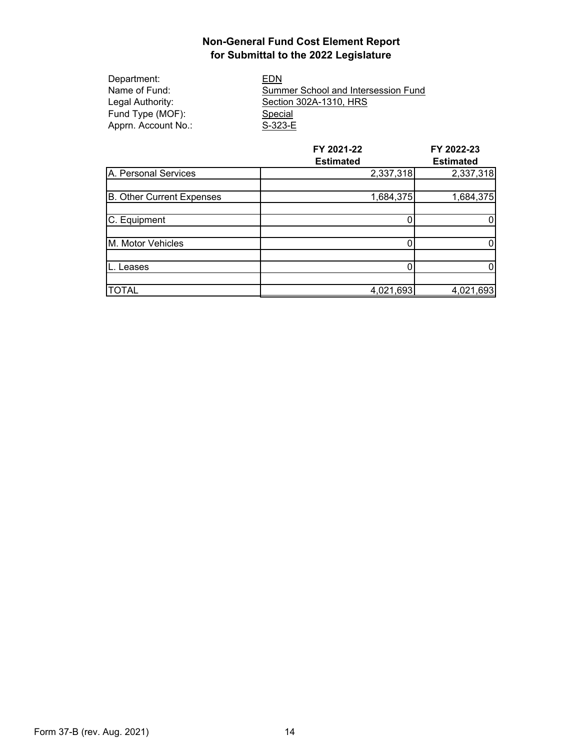## Non-General Fund Cost Element Report
## for Submittal to the 2022 Legislature

Department: EDN
Name of Fund: Summer School and Intersession Fund
Legal Authority: Section 302A-1310, HRS
Fund Type (MOF): Special
Apprn. Account No.: S-323-E

| | FY 2021-22 Estimated | FY 2022-23 Estimated |
|---|---|---|
| A. Personal Services | 2,337,318 | 2,337,318 |
| B. Other Current Expenses | 1,684,375 | 1,684,375 |
| C. Equipment | 0 | 0 |
| M. Motor Vehicles | 0 | 0 |
| L. Leases | 0 | 0 |
| TOTAL | 4,021,693 | 4,021,693 |

Form 37-B (rev. Aug. 2021)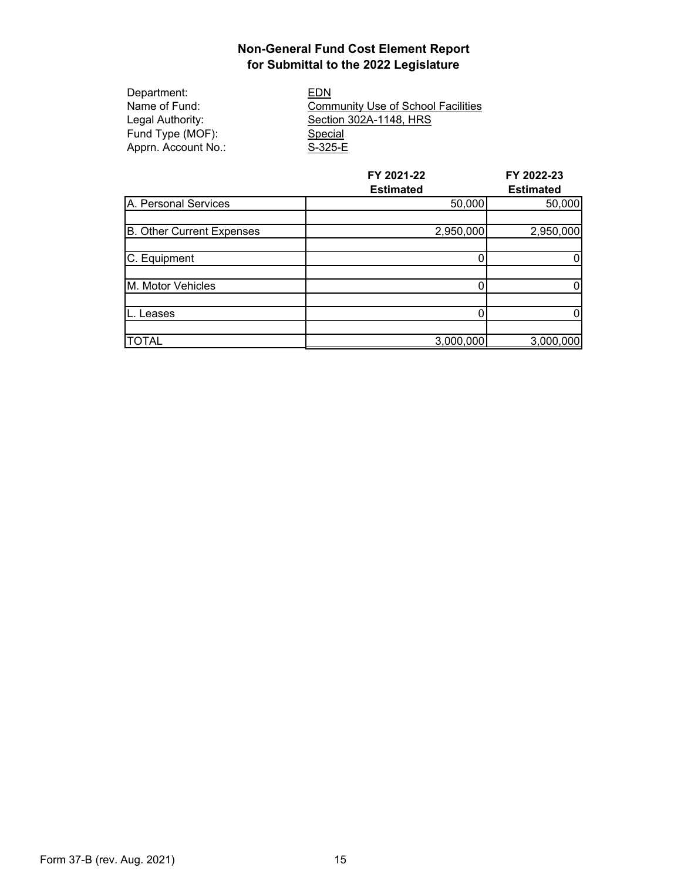# Non-General Fund Cost Element Report
## for Submittal to the 2022 Legislature

Department: EDN
Name of Fund: Community Use of School Facilities
Legal Authority: Section 302A-1148, HRS
Fund Type (MOF): Special
Apprn. Account No.: S-325-E

| | FY 2021-22 Estimated | FY 2022-23 Estimated |
|---|---|---|
| A. Personal Services | 50,000 | 50,000 |
| B. Other Current Expenses | 2,950,000 | 2,950,000 |
| C. Equipment | 0 | 0 |
| M. Motor Vehicles | 0 | 0 |
| L. Leases | 0 | 0 |
| TOTAL | 3,000,000 | 3,000,000 |

Form 37-B (rev. Aug. 2021)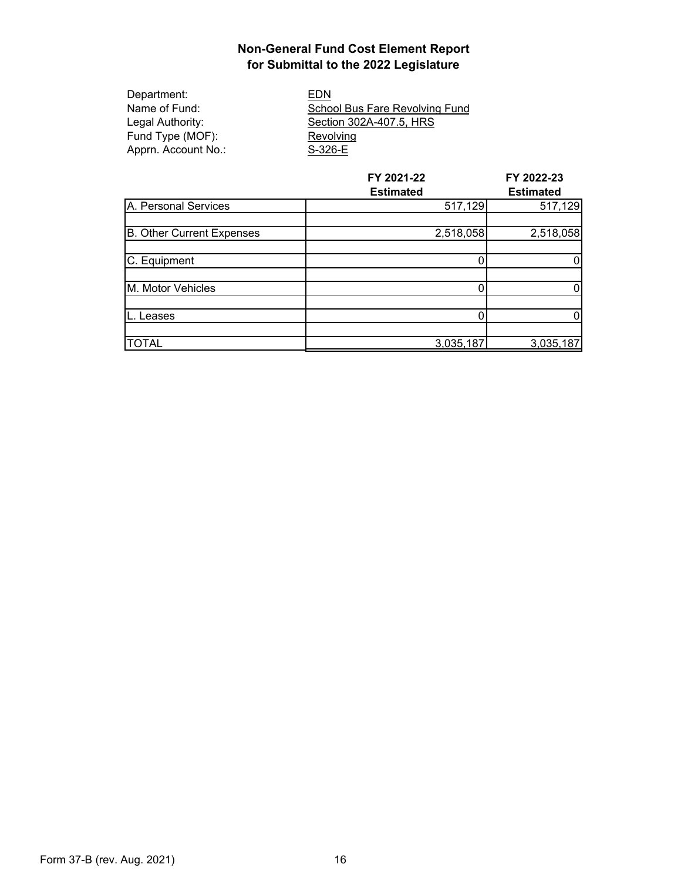# Non-General Fund Cost Element Report
## for Submittal to the 2022 Legislature

Department: EDN
Name of Fund: School Bus Fare Revolving Fund
Legal Authority: Section 302A-407.5, HRS
Fund Type (MOF): Revolving
Apprn. Account No.: S-326-E

| | FY 2021-22 Estimated | FY 2022-23 Estimated |
|---|---|---|
| A. Personal Services | 517,129 | 517,129 |
| B. Other Current Expenses | 2,518,058 | 2,518,058 |
| C. Equipment | 0 | 0 |
| M. Motor Vehicles | 0 | 0 |
| L. Leases | 0 | 0 |
| TOTAL | 3,035,187 | 3,035,187 |

Form 37-B (rev. Aug. 2021)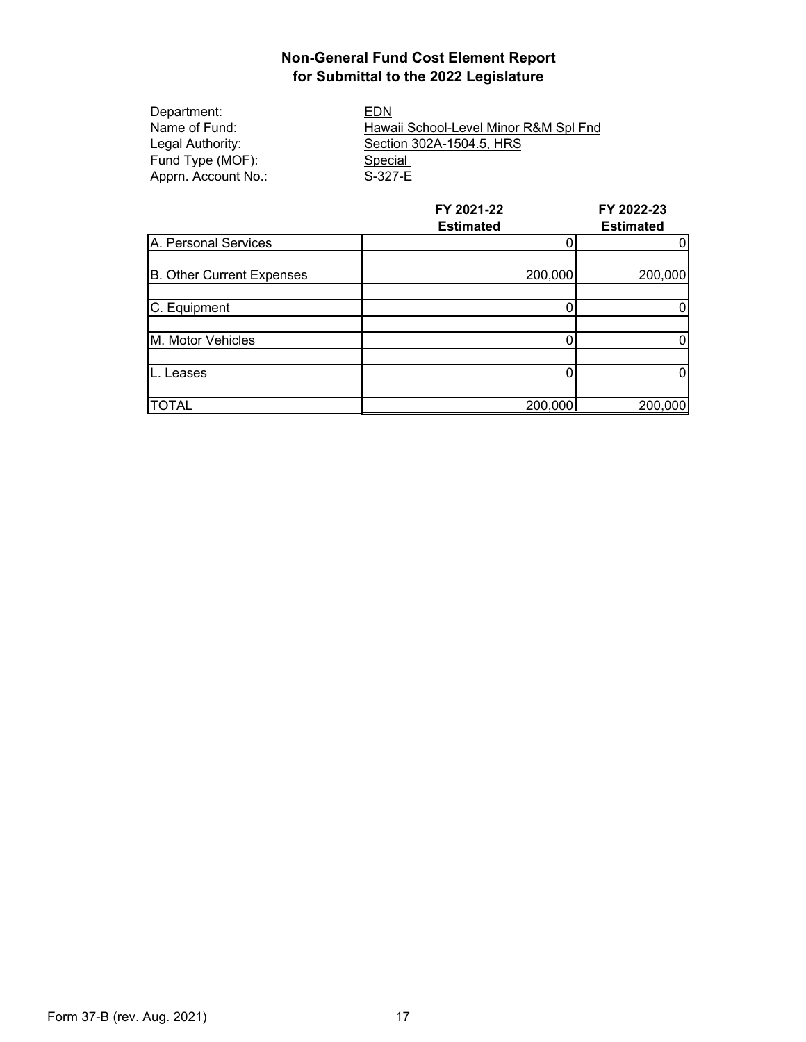# Non-General Fund Cost Element Report
# for Submittal to the 2022 Legislature

Department: EDN
Name of Fund: Hawaii School-Level Minor R&M Spl Fnd
Legal Authority: Section 302A-1504.5, HRS
Fund Type (MOF): Special
Apprn. Account No.: S-327-E

| | FY 2021-22 Estimated | FY 2022-23 Estimated |
|---|---|---|
| A. Personal Services | 0 | 0 |
| B. Other Current Expenses | 200,000 | 200,000 |
| C. Equipment | 0 | 0 |
| M. Motor Vehicles | 0 | 0 |
| L. Leases | 0 | 0 |
| TOTAL | 200,000 | 200,000 |

Form 37-B (rev. Aug. 2021)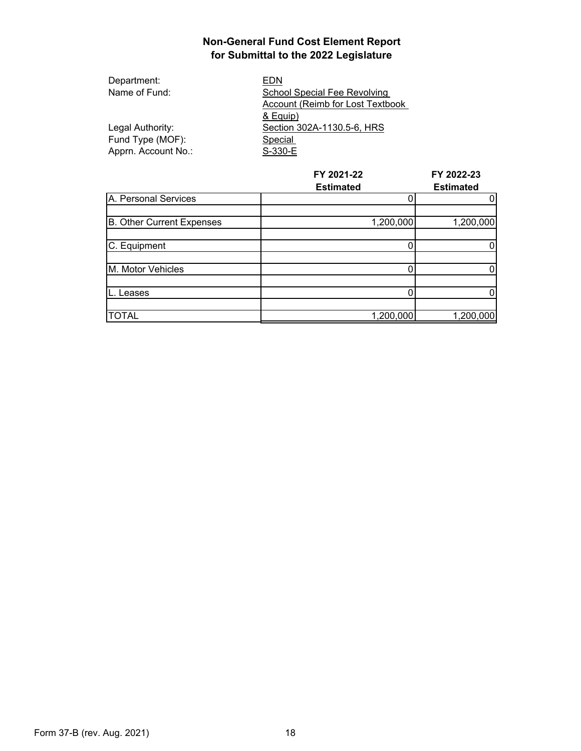# Non-General Fund Cost Element Report for Submittal to the 2022 Legislature

Department: EDN

Name of Fund: School Special Fee Revolving Account (Reimb for Lost Textbook & Equip)

Legal Authority: Section 302A-1130.5-6, HRS

Fund Type (MOF): Special

Apprn. Account No.: S-330-E

| | FY 2021-22 Estimated | FY 2022-23 Estimated |
|---|---|---|
| A. Personal Services | 0 | 0 |
| B. Other Current Expenses | 1,200,000 | 1,200,000 |
| C. Equipment | 0 | 0 |
| M. Motor Vehicles | 0 | 0 |
| L. Leases | 0 | 0 |
| TOTAL | 1,200,000 | 1,200,000 |

Form 37-B (rev. Aug. 2021)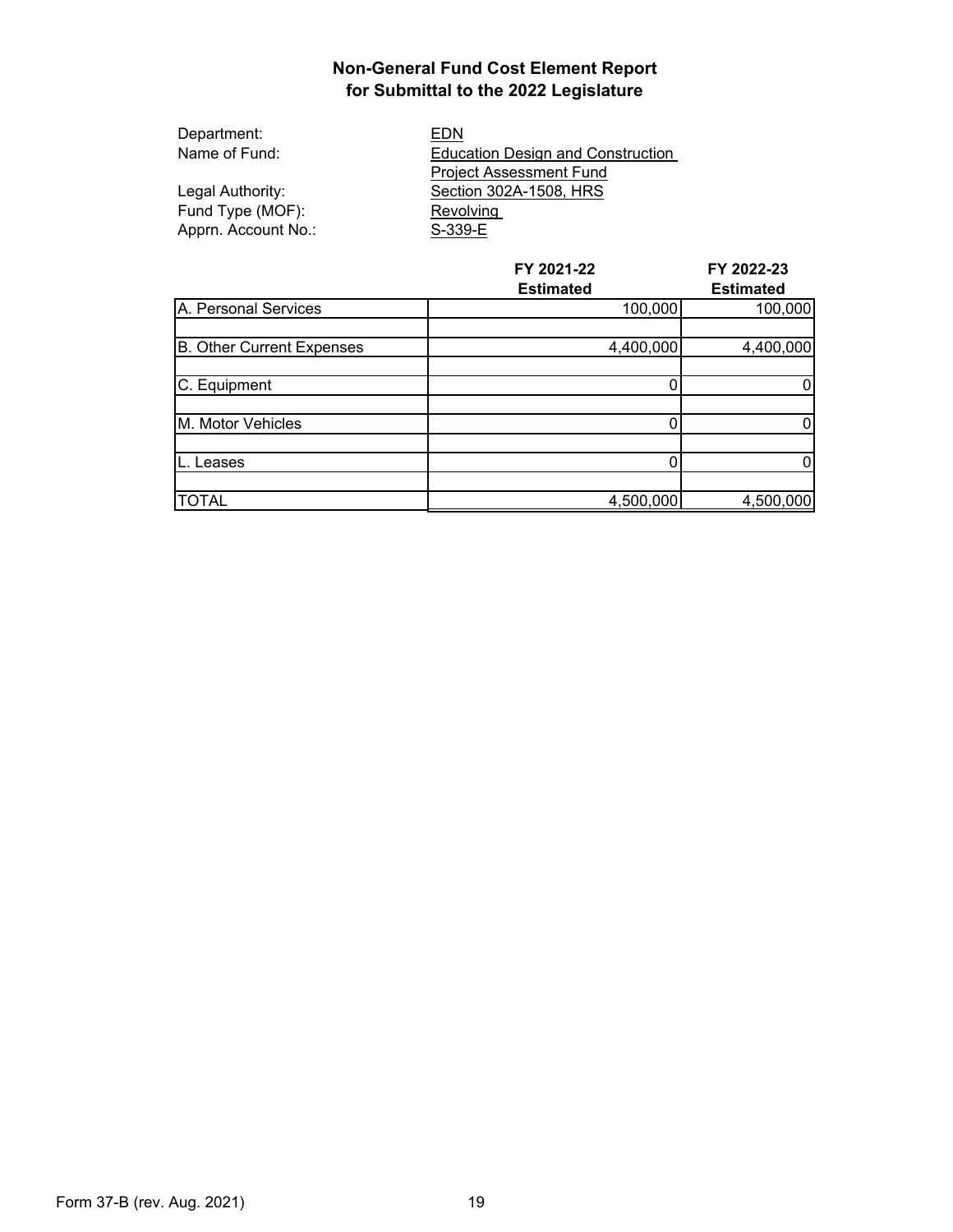# Non-General Fund Cost Element Report
## for Submittal to the 2022 Legislature

Department: EDN
Name of Fund: Education Design and Construction Project Assessment Fund
Legal Authority: Section 302A-1508, HRS
Fund Type (MOF): Revolving
Apprn. Account No.: S-339-E

| | FY 2021-22 Estimated | FY 2022-23 Estimated |
|---|---|---|
| A. Personal Services | 100,000 | 100,000 |
| B. Other Current Expenses | 4,400,000 | 4,400,000 |
| C. Equipment | 0 | 0 |
| M. Motor Vehicles | 0 | 0 |
| L. Leases | 0 | 0 |
| TOTAL | 4,500,000 | 4,500,000 |

Form 37-B (rev. Aug. 2021)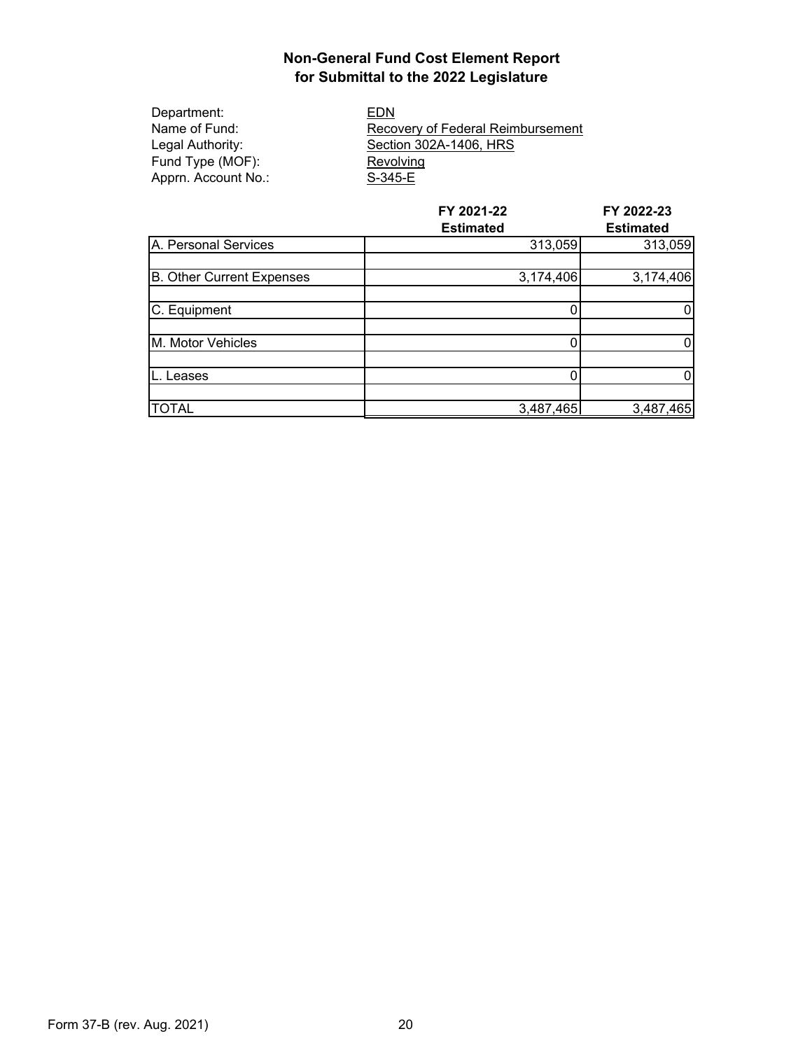# Non-General Fund Cost Element Report
## for Submittal to the 2022 Legislature

Department: EDN
Name of Fund: Recovery of Federal Reimbursement
Legal Authority: Section 302A-1406, HRS
Fund Type (MOF): Revolving
Apprn. Account No.: S-345-E

| | FY 2021-22 Estimated | FY 2022-23 Estimated |
|---|---|---|
| A. Personal Services | 313,059 | 313,059 |
| B. Other Current Expenses | 3,174,406 | 3,174,406 |
| C. Equipment | 0 | 0 |
| M. Motor Vehicles | 0 | 0 |
| L. Leases | 0 | 0 |
| TOTAL | 3,487,465 | 3,487,465 |

Form 37-B (rev. Aug. 2021)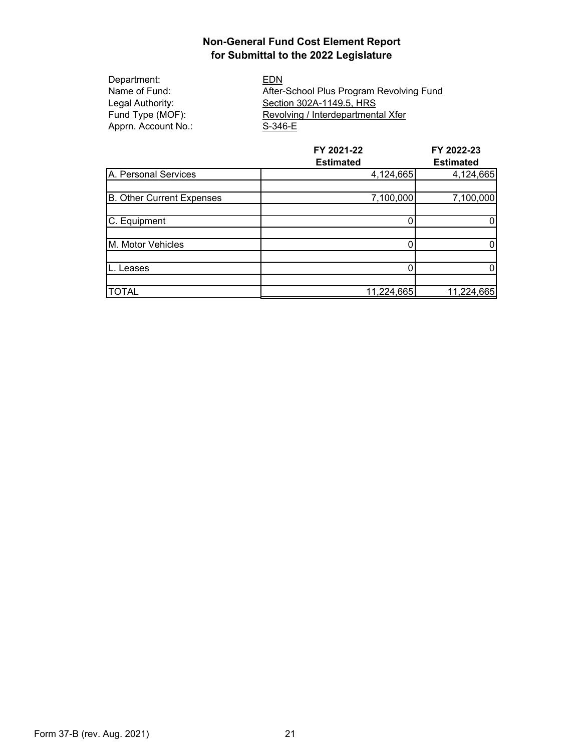## Non-General Fund Cost Element Report
## for Submittal to the 2022 Legislature

Department: EDN
Name of Fund: After-School Plus Program Revolving Fund
Legal Authority: Section 302A-1149.5, HRS
Fund Type (MOF): Revolving / Interdepartmental Xfer
Apprn. Account No.: S-346-E

| | FY 2021-22 Estimated | FY 2022-23 Estimated |
|---|---|---|
| A. Personal Services | 4,124,665 | 4,124,665 |
| B. Other Current Expenses | 7,100,000 | 7,100,000 |
| C. Equipment | 0 | 0 |
| M. Motor Vehicles | 0 | 0 |
| L. Leases | 0 | 0 |
| TOTAL | 11,224,665 | 11,224,665 |

Form 37-B (rev. Aug. 2021)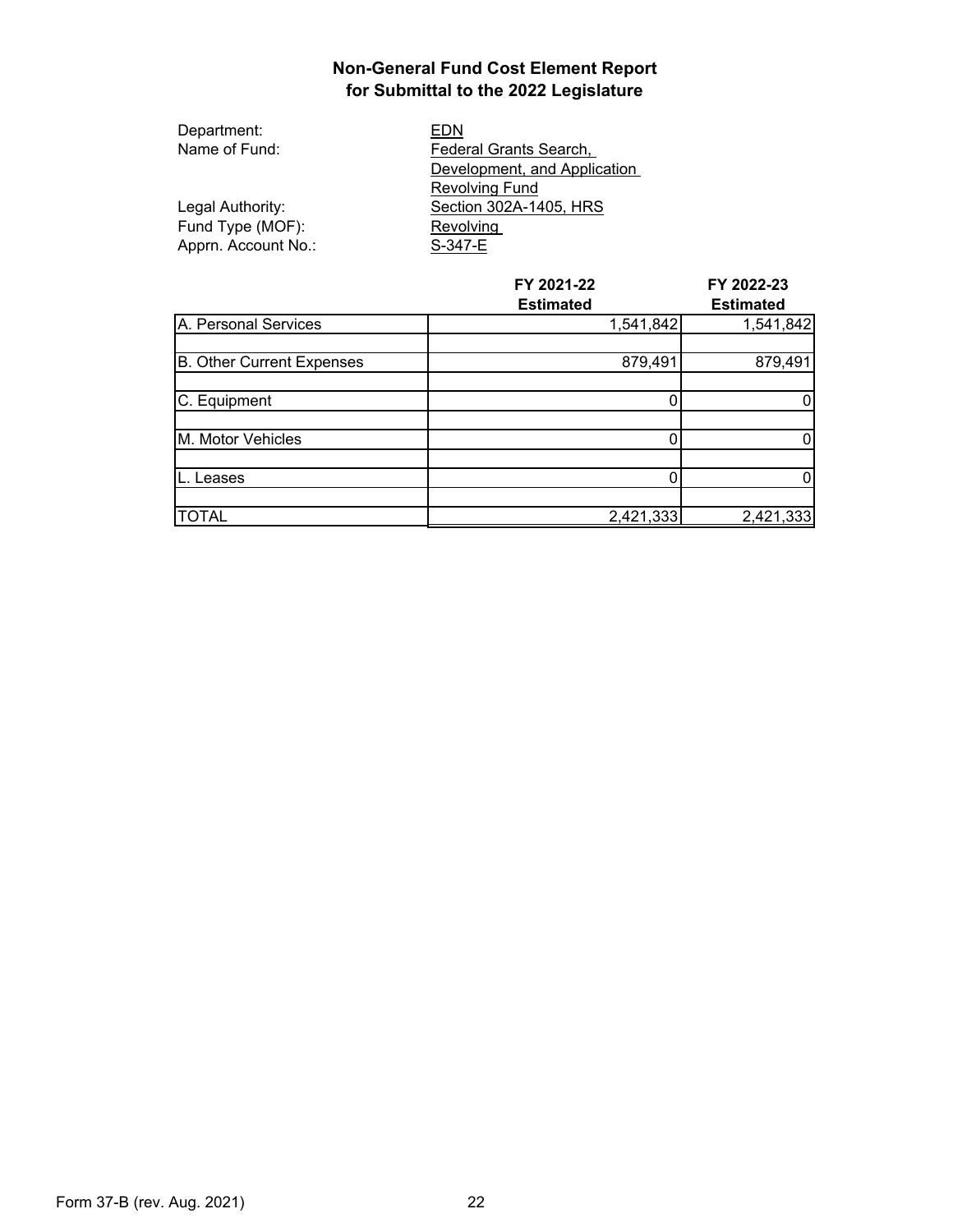# Non-General Fund Cost Element Report for Submittal to the 2022 Legislature

Department: EDN
Name of Fund: Federal Grants Search, Development, and Application Revolving Fund
Legal Authority: Section 302A-1405, HRS
Fund Type (MOF): Revolving
Apprn. Account No.: S-347-E

| | FY 2021-22 Estimated | FY 2022-23 Estimated |
|---|---|---|
| A. Personal Services | 1,541,842 | 1,541,842 |
| B. Other Current Expenses | 879,491 | 879,491 |
| C. Equipment | 0 | 0 |
| M. Motor Vehicles | 0 | 0 |
| L. Leases | 0 | 0 |
| TOTAL | 2,421,333 | 2,421,333 |

Form 37-B (rev. Aug. 2021)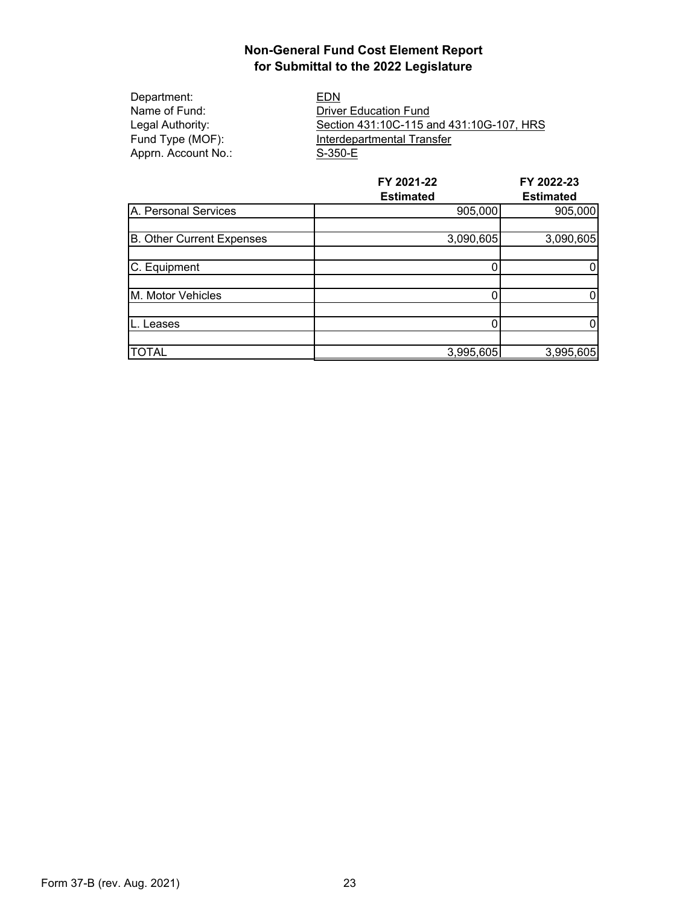# Non-General Fund Cost Element Report
# for Submittal to the 2022 Legislature

Department: EDN
Name of Fund: Driver Education Fund
Legal Authority: Section 431:10C-115 and 431:10G-107, HRS
Fund Type (MOF): Interdepartmental Transfer
Apprn. Account No.: S-350-E

| | FY 2021-22 Estimated | FY 2022-23 Estimated |
|---|---|---|
| A. Personal Services | 905,000 | 905,000 |
| B. Other Current Expenses | 3,090,605 | 3,090,605 |
| C. Equipment | 0 | 0 |
| M. Motor Vehicles | 0 | 0 |
| L. Leases | 0 | 0 |
| TOTAL | 3,995,605 | 3,995,605 |

Form 37-B (rev. Aug. 2021)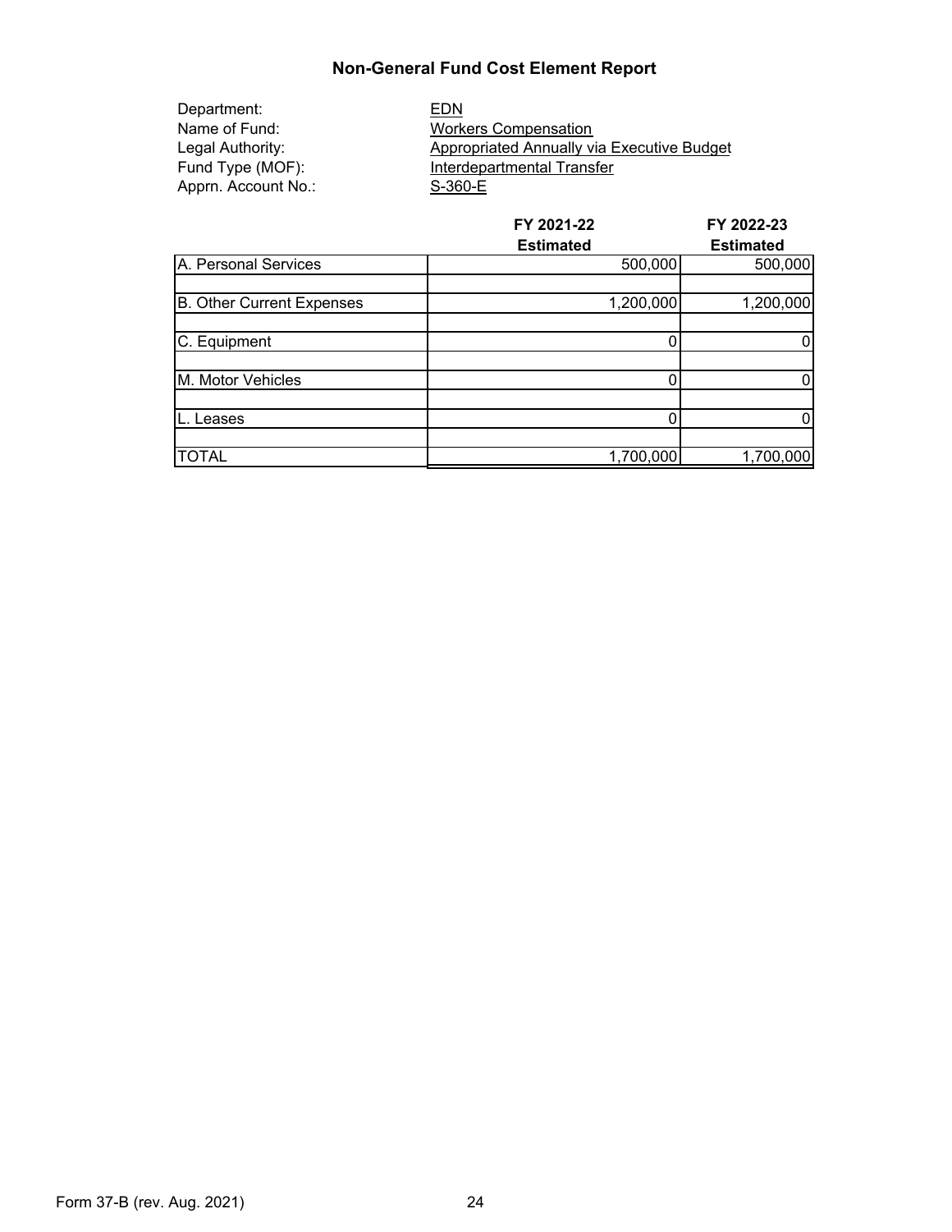# Non-General Fund Cost Element Report

Department: EDN
Name of Fund: Workers Compensation
Legal Authority: Appropriated Annually via Executive Budget
Fund Type (MOF): Interdepartmental Transfer
Apprn. Account No.: S-360-E

| | FY 2021-22 Estimated | FY 2022-23 Estimated |
|---|---|---|
| A. Personal Services | 500,000 | 500,000 |
| B. Other Current Expenses | 1,200,000 | 1,200,000 |
| C. Equipment | 0 | 0 |
| M. Motor Vehicles | 0 | 0 |
| L. Leases | 0 | 0 |
| TOTAL | 1,700,000 | 1,700,000 |

Form 37-B (rev. Aug. 2021)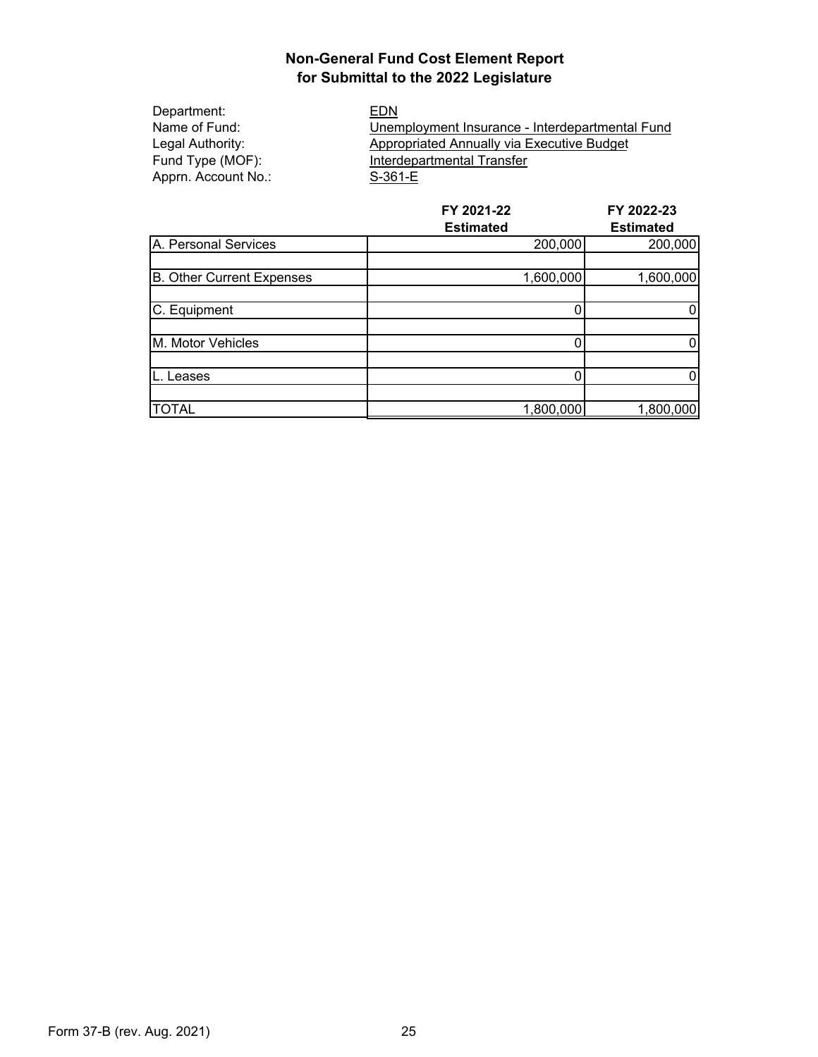# Non-General Fund Cost Element Report
## for Submittal to the 2022 Legislature

Department: EDN
Name of Fund: Unemployment Insurance - Interdepartmental Fund
Legal Authority: Appropriated Annually via Executive Budget
Fund Type (MOF): Interdepartmental Transfer
Apprn. Account No.: S-361-E

| | FY 2021-22 Estimated | FY 2022-23 Estimated |
|---|---|---|
| A. Personal Services | 200,000 | 200,000 |
| B. Other Current Expenses | 1,600,000 | 1,600,000 |
| C. Equipment | 0 | 0 |
| M. Motor Vehicles | 0 | 0 |
| L. Leases | 0 | 0 |
| TOTAL | 1,800,000 | 1,800,000 |

Form 37-B (rev. Aug. 2021)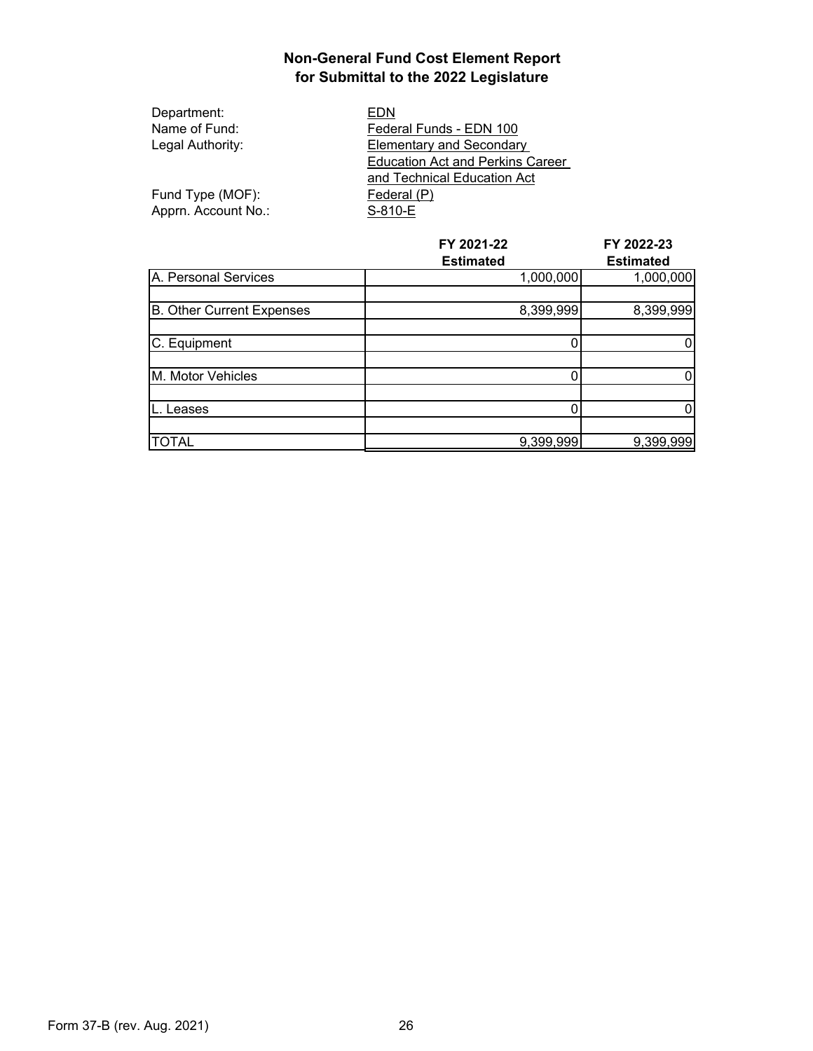# Non-General Fund Cost Element Report
## for Submittal to the 2022 Legislature

Department: EDN
Name of Fund: Federal Funds - EDN 100
Legal Authority: Elementary and Secondary Education Act and Perkins Career and Technical Education Act
Fund Type (MOF): Federal (P)
Apprn. Account No.: S-810-E

| | FY 2021-22 Estimated | FY 2022-23 Estimated |
|---|---|---|
| A. Personal Services | 1,000,000 | 1,000,000 |
| B. Other Current Expenses | 8,399,999 | 8,399,999 |
| C. Equipment | 0 | 0 |
| M. Motor Vehicles | 0 | 0 |
| L. Leases | 0 | 0 |
| TOTAL | 9,399,999 | 9,399,999 |

Form 37-B (rev. Aug. 2021)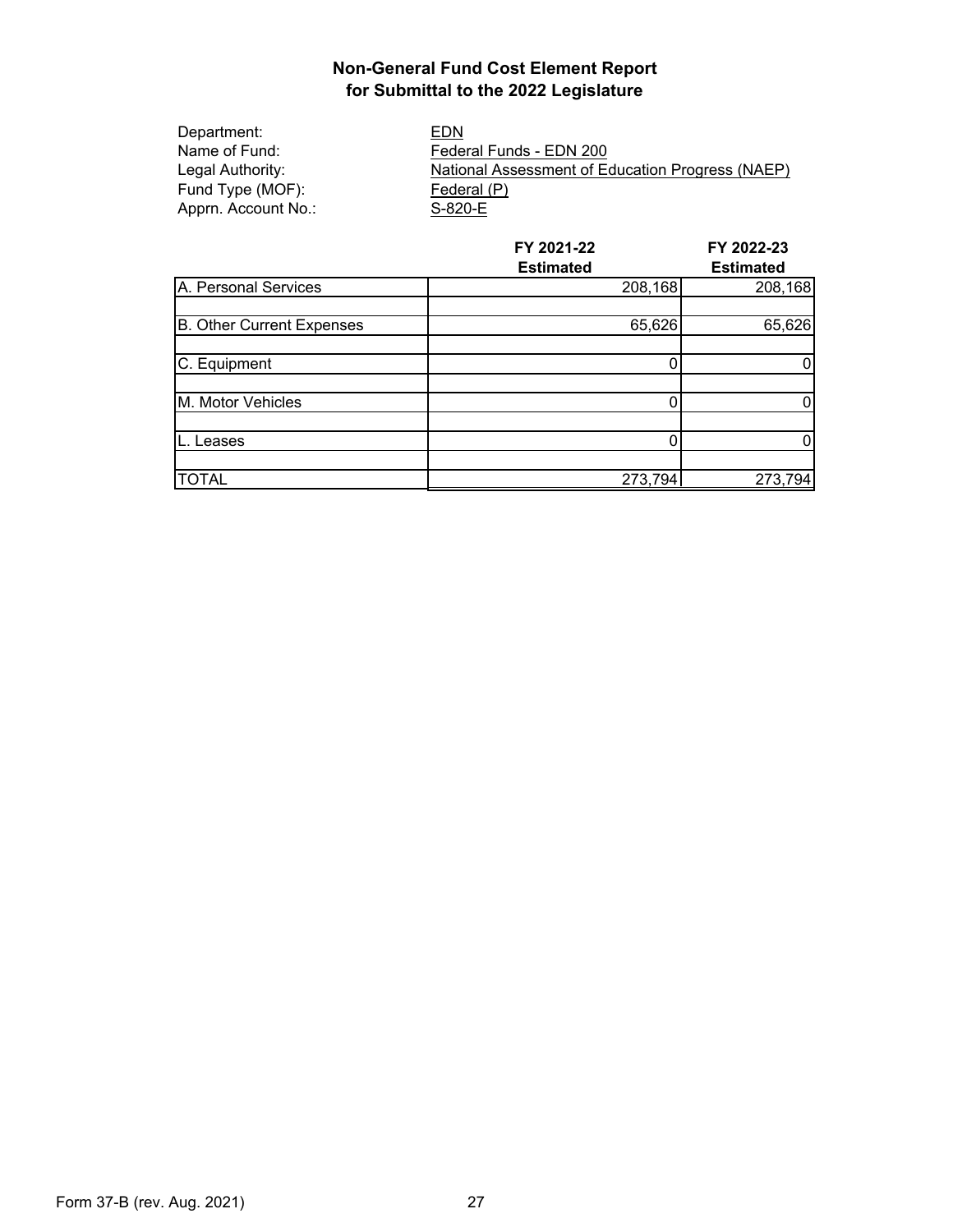# Non-General Fund Cost Element Report
## for Submittal to the 2022 Legislature

Department: EDN
Name of Fund: Federal Funds - EDN 200
Legal Authority: National Assessment of Education Progress (NAEP)
Fund Type (MOF): Federal (P)
Apprn. Account No.: S-820-E

| | FY 2021-22 Estimated | FY 2022-23 Estimated |
|---|---|---|
| A. Personal Services | 208,168 | 208,168 |
| B. Other Current Expenses | 65,626 | 65,626 |
| C. Equipment | 0 | 0 |
| M. Motor Vehicles | 0 | 0 |
| L. Leases | 0 | 0 |
| TOTAL | 273,794 | 273,794 |

Form 37-B (rev. Aug. 2021)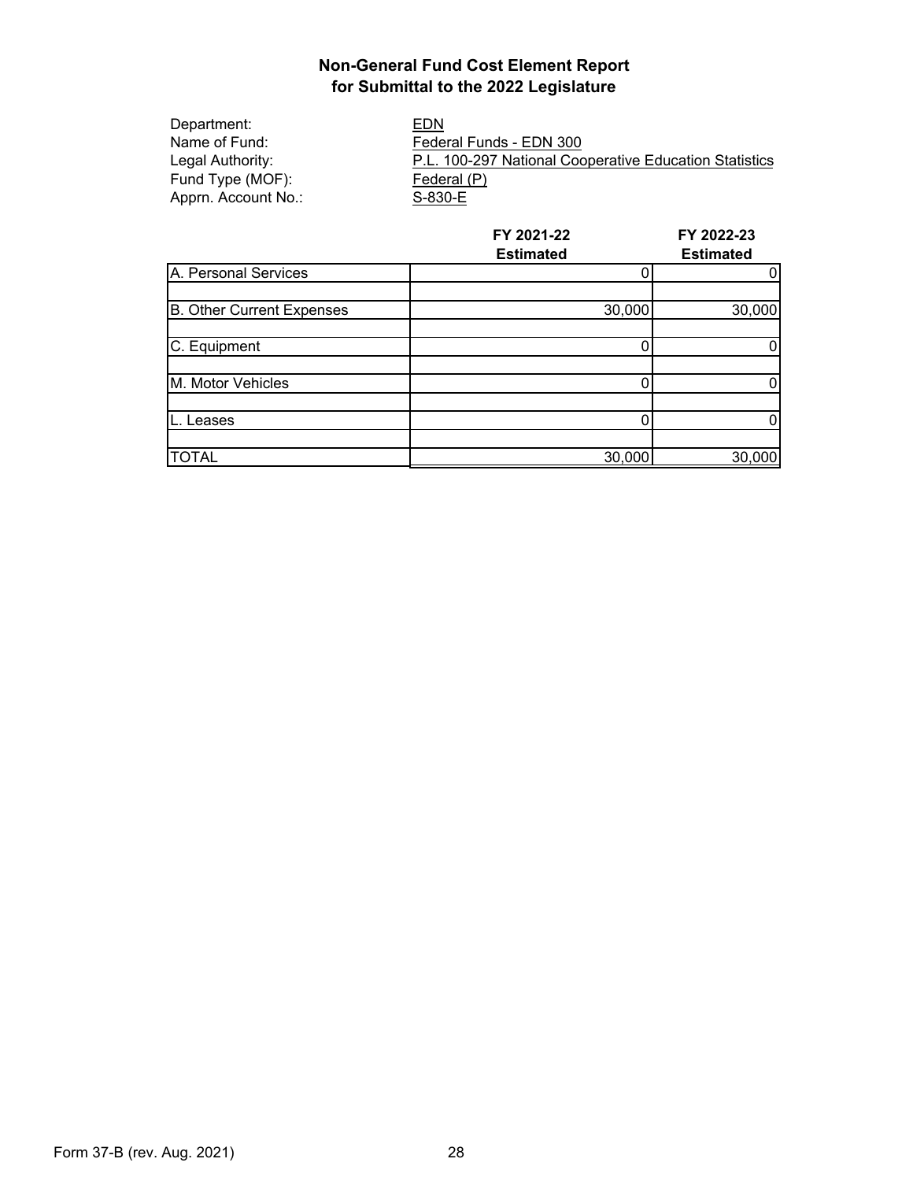**Non-General Fund Cost Element Report**
**for Submittal to the 2022 Legislature**

Department: EDN
Name of Fund: Federal Funds - EDN 300
Legal Authority: P.L. 100-297 National Cooperative Education Statistics
Fund Type (MOF): Federal (P)
Apprn. Account No.: S-830-E

| | FY 2021-22 Estimated | FY 2022-23 Estimated |
|---|---|---|
| A. Personal Services | 0 | 0 |
| B. Other Current Expenses | 30,000 | 30,000 |
| C. Equipment | 0 | 0 |
| M. Motor Vehicles | 0 | 0 |
| L. Leases | 0 | 0 |
| TOTAL | 30,000 | 30,000 |

Form 37-B (rev. Aug. 2021)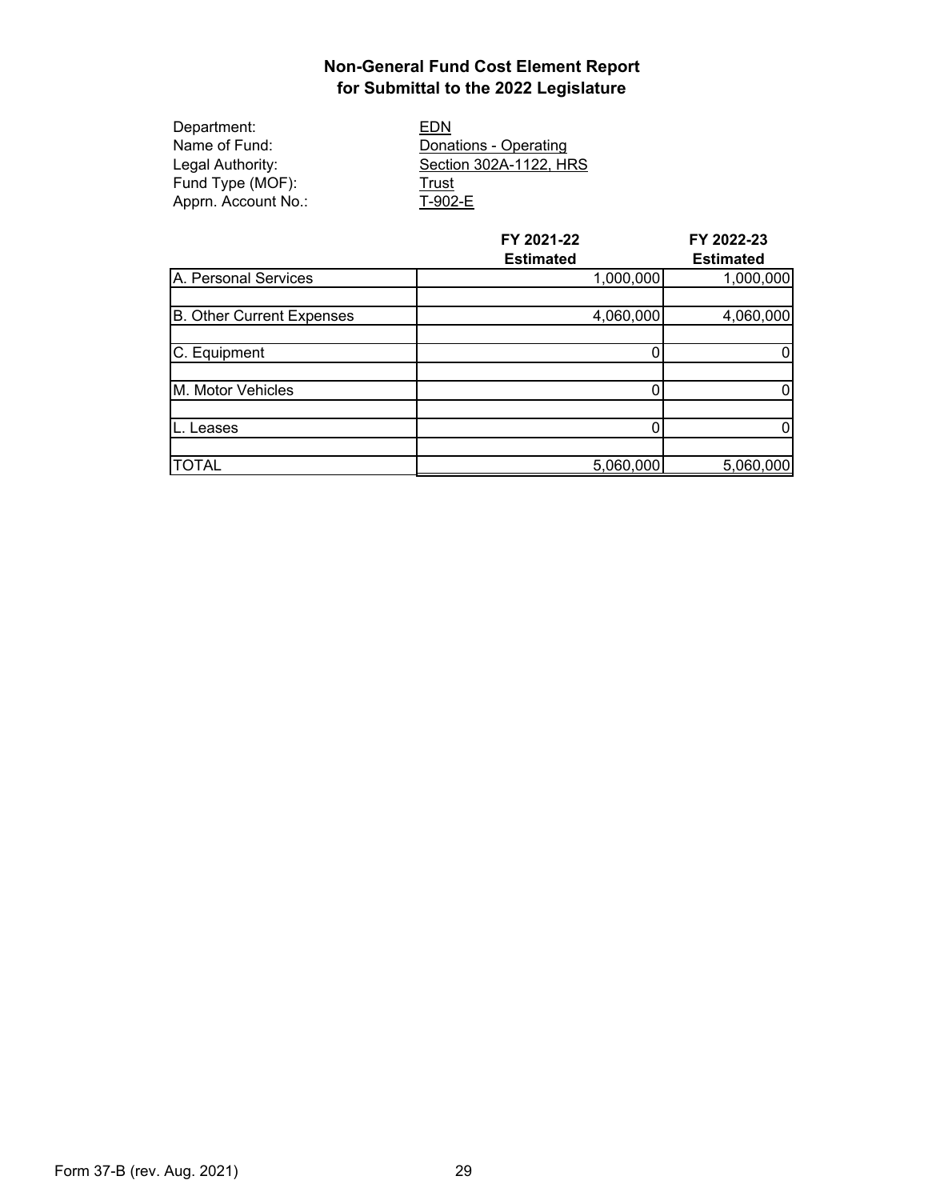# Non-General Fund Cost Element Report for Submittal to the 2022 Legislature

Department: EDN
Name of Fund: Donations - Operating
Legal Authority: Section 302A-1122, HRS
Fund Type (MOF): Trust
Apprn. Account No.: T-902-E

| | FY 2021-22 Estimated | FY 2022-23 Estimated |
|---|---|---|
| A. Personal Services | 1,000,000 | 1,000,000 |
| B. Other Current Expenses | 4,060,000 | 4,060,000 |
| C. Equipment | 0 | 0 |
| M. Motor Vehicles | 0 | 0 |
| L. Leases | 0 | 0 |
| TOTAL | 5,060,000 | 5,060,000 |

Form 37-B (rev. Aug. 2021)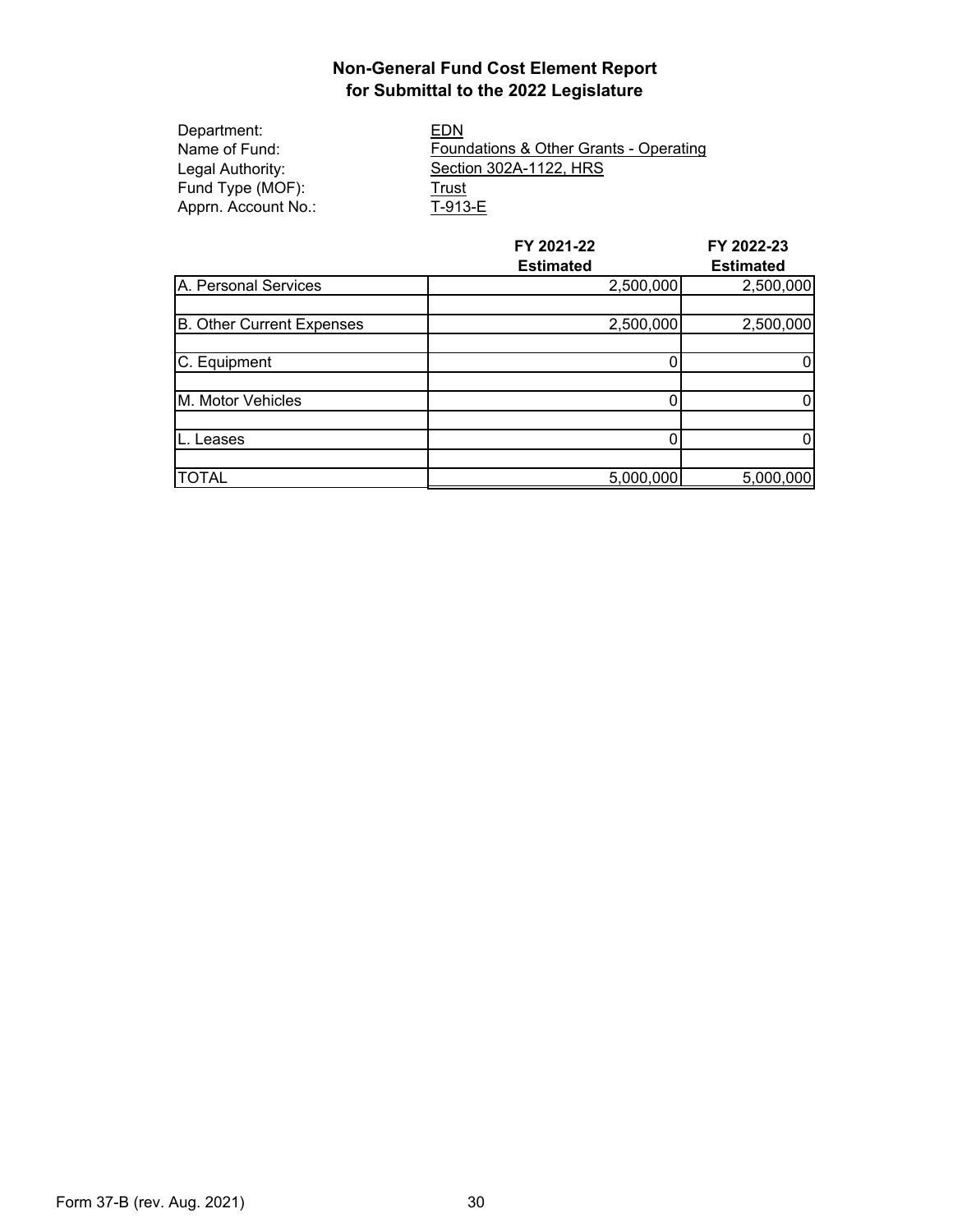# Non-General Fund Cost Element Report for Submittal to the 2022 Legislature

Department: EDN
Name of Fund: Foundations & Other Grants - Operating
Legal Authority: Section 302A-1122, HRS
Fund Type (MOF): Trust
Apprn. Account No.: T-913-E

| | FY 2021-22 Estimated | FY 2022-23 Estimated |
|---|---|---|
| A. Personal Services | 2,500,000 | 2,500,000 |
| | | |
| B. Other Current Expenses | 2,500,000 | 2,500,000 |
| | | |
| C. Equipment | 0 | 0 |
| | | |
| M. Motor Vehicles | 0 | 0 |
| | | |
| L. Leases | 0 | 0 |
| | | |
| TOTAL | 5,000,000 | 5,000,000 |

Form 37-B (rev. Aug. 2021)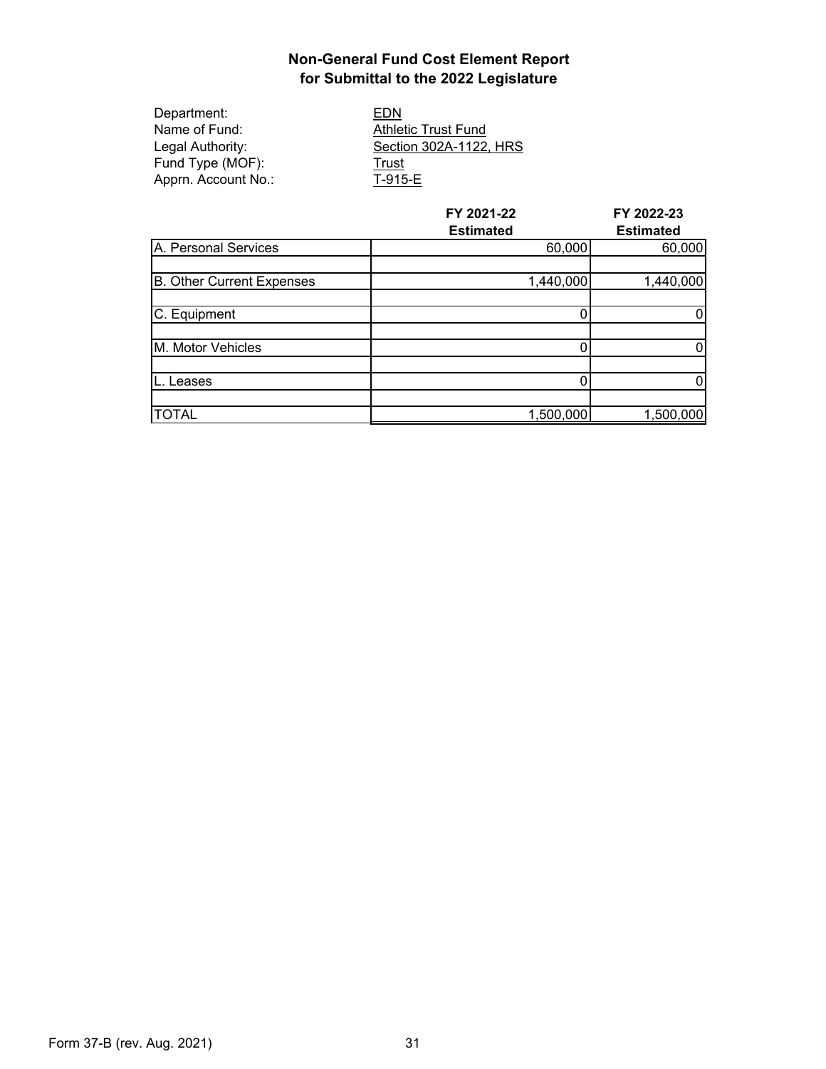## Non-General Fund Cost Element Report for Submittal to the 2022 Legislature

Department: EDN
Name of Fund: Athletic Trust Fund
Legal Authority: Section 302A-1122, HRS
Fund Type (MOF): Trust
Apprn. Account No.: T-915-E

| | FY 2021-22 Estimated | FY 2022-23 Estimated |
|---|---|---|
| A. Personal Services | 60,000 | 60,000 |
| B. Other Current Expenses | 1,440,000 | 1,440,000 |
| C. Equipment | 0 | 0 |
| M. Motor Vehicles | 0 | 0 |
| L. Leases | 0 | 0 |
| TOTAL | 1,500,000 | 1,500,000 |

Form 37-B (rev. Aug. 2021)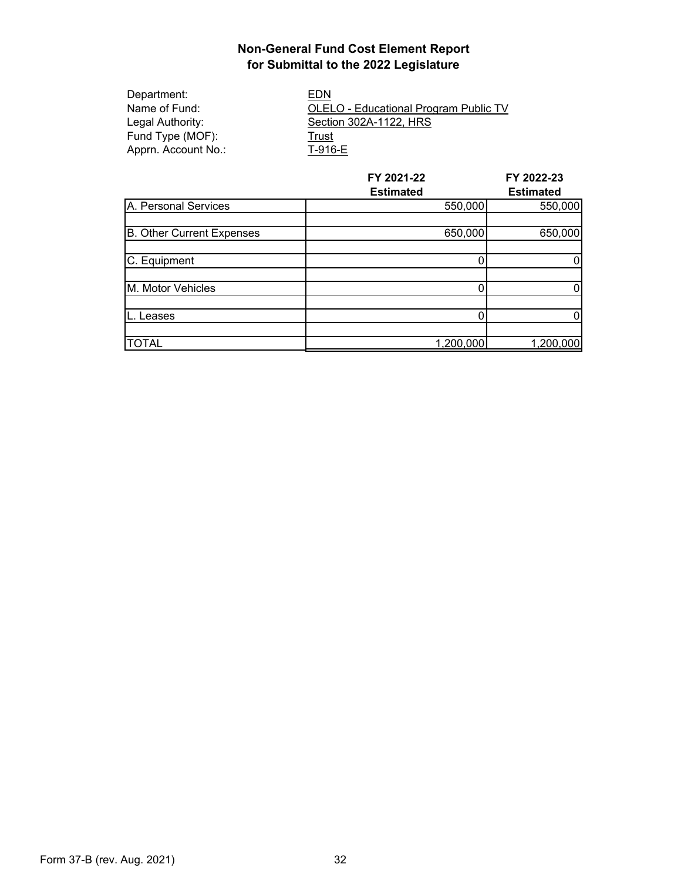# Non-General Fund Cost Element Report for Submittal to the 2022 Legislature

Department: EDN
Name of Fund: OLELO - Educational Program Public TV
Legal Authority: Section 302A-1122, HRS
Fund Type (MOF): Trust
Apprn. Account No.: T-916-E

| | FY 2021-22 Estimated | FY 2022-23 Estimated |
|---|---|---|
| A. Personal Services | 550,000 | 550,000 |
| B. Other Current Expenses | 650,000 | 650,000 |
| C. Equipment | 0 | 0 |
| M. Motor Vehicles | 0 | 0 |
| L. Leases | 0 | 0 |
| TOTAL | 1,200,000 | 1,200,000 |

Form 37-B (rev. Aug. 2021)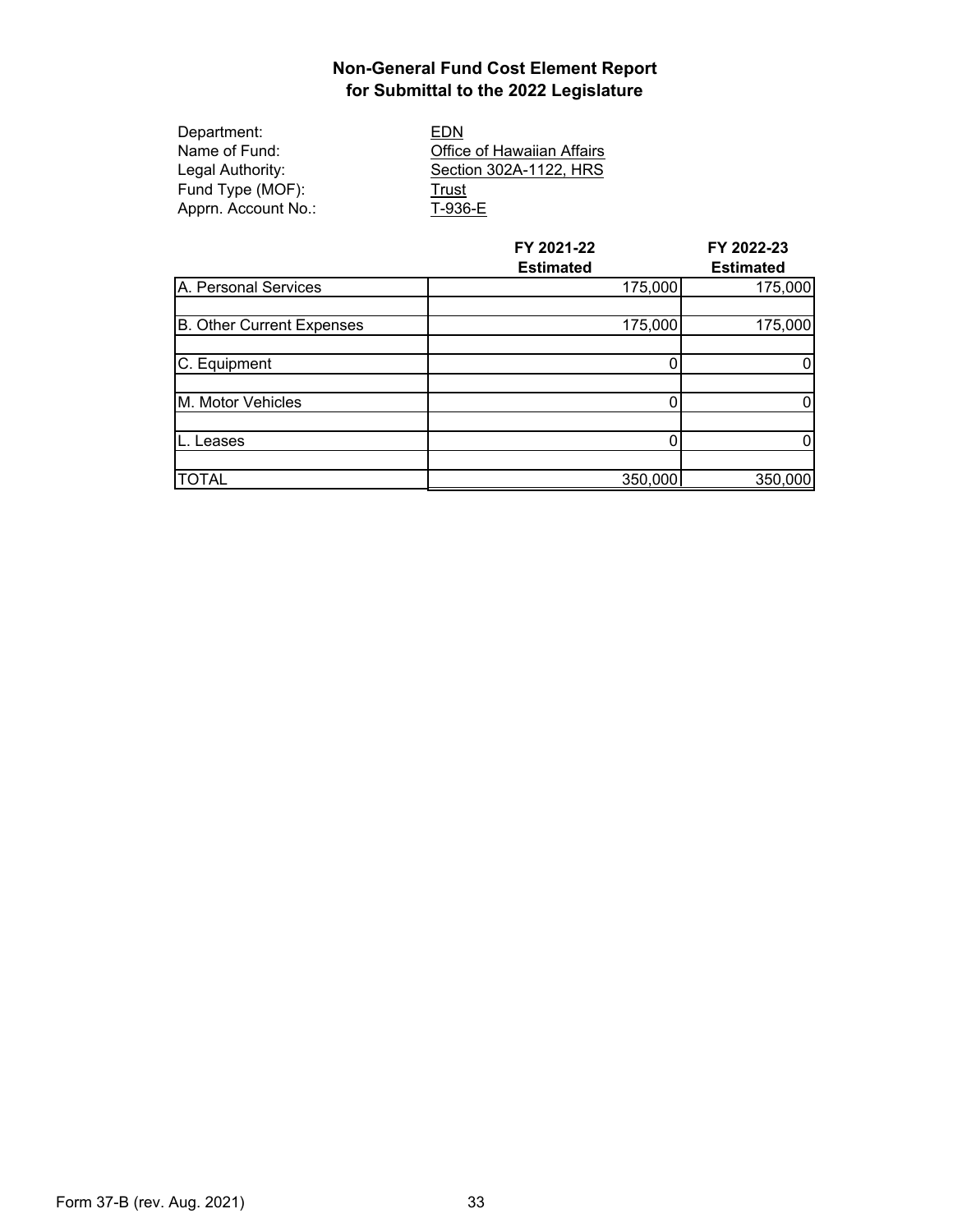# Non-General Fund Cost Element Report for Submittal to the 2022 Legislature

Department: EDN
Name of Fund: Office of Hawaiian Affairs
Legal Authority: Section 302A-1122, HRS
Fund Type (MOF): Trust
Apprn. Account No.: T-936-E

| | FY 2021-22 Estimated | FY 2022-23 Estimated |
|---|---|---|
| A. Personal Services | 175,000 | 175,000 |
| B. Other Current Expenses | 175,000 | 175,000 |
| C. Equipment | 0 | 0 |
| M. Motor Vehicles | 0 | 0 |
| L. Leases | 0 | 0 |
| TOTAL | 350,000 | 350,000 |

Form 37-B (rev. Aug. 2021)